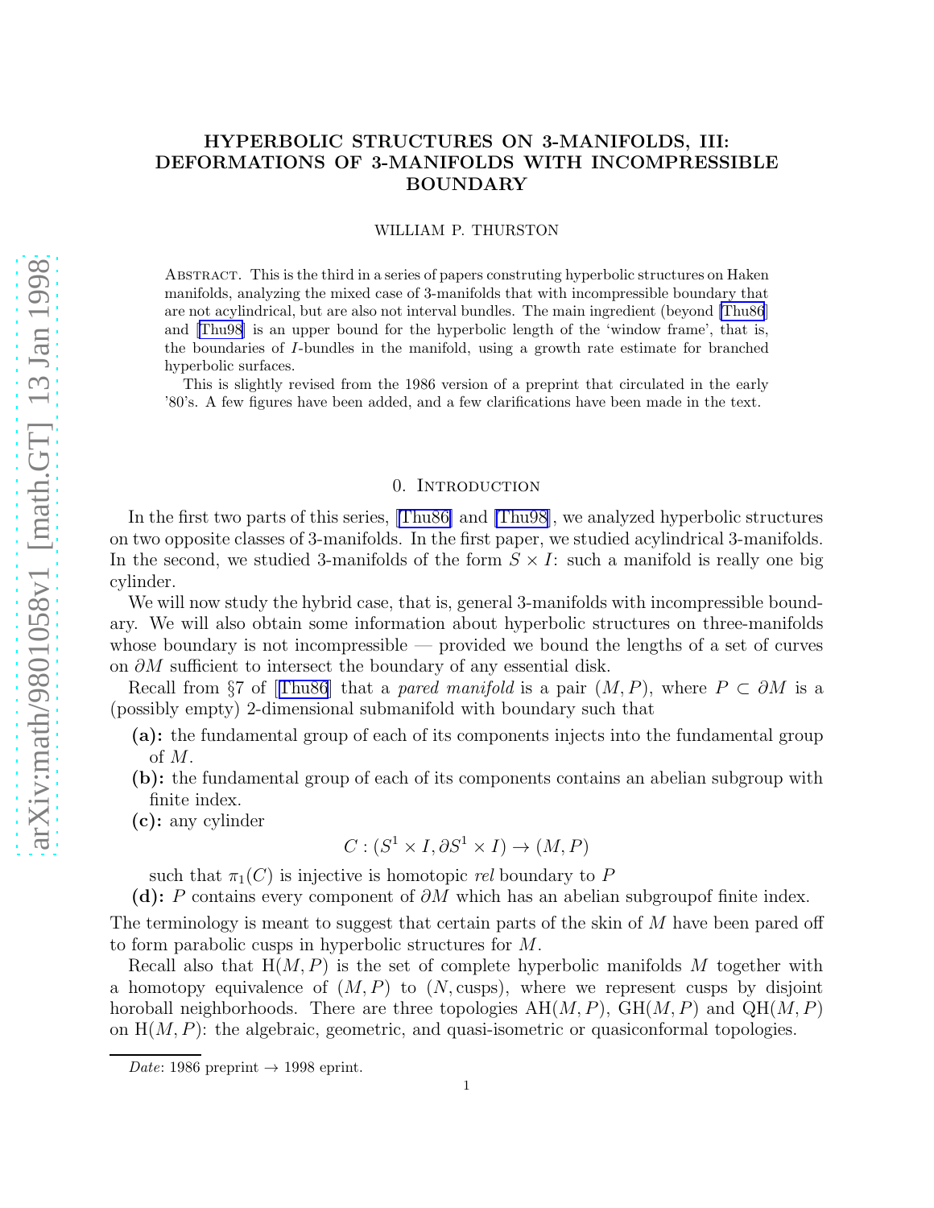# HYPERBOLIC STRUCTURES ON 3-MANIFOLDS, III: DEFORMATIONS OF 3-MANIFOLDS WITH INCOMPRESSIBLE BOUNDARY

WILLIAM P. THURSTON

Abstract. This is the third in a series of papers construting hyperbolic structures on Haken manifolds, analyzing the mixed case of 3-manifolds that with incompressible boundary that are not acylindrical, but are also not interval bundles. The main ingredient (beyond [Thu86] and [Thu98] is an upper bound for the hyperbolic length of the 'window frame', that is, the boundaries of $I$-bundles in the manifold, using a growth rate estimate for branched hyperbolic surfaces.

This is slightly revised from the 1986 version of a preprint that circulated in the early '80's. A few figures have been added, and a few clarifications have been made in the text.

## 0. Introduction

In the first two parts of this series, [Thu86] and [Thu98], we analyzed hyperbolic structures on two opposite classes of 3-manifolds. In the first paper, we studied acylindrical 3-manifolds. In the second, we studied 3-manifolds of the form $S \times I$: such a manifold is really one big cylinder.

We will now study the hybrid case, that is, general 3-manifolds with incompressible boundary. We will also obtain some information about hyperbolic structures on three-manifolds whose boundary is not incompressible — provided we bound the lengths of a set of curves on $\partial M$ sufficient to intersect the boundary of any essential disk.

Recall from §7 of [Thu86] that a *pared manifold* is a pair $(M, P)$, where $P \subset \partial M$ is a (possibly empty) 2-dimensional submanifold with boundary such that

- **(a):** the fundamental group of each of its components injects into the fundamental group of $M$.
- **(b):** the fundamental group of each of its components contains an abelian subgroup with finite index.
- **(c):** any cylinder
$$C : (S^1 \times I, \partial S^1 \times I) \to (M, P)$$
such that $\pi_1(C)$ is injective is homotopic *rel* boundary to $P$
- **(d):** $P$ contains every component of $\partial M$ which has an abelian subgroupof finite index.

The terminology is meant to suggest that certain parts of the skin of $M$ have been pared off to form parabolic cusps in hyperbolic structures for $M$.

Recall also that $\mathrm{H}(M, P)$ is the set of complete hyperbolic manifolds $M$ together with a homotopy equivalence of $(M, P)$ to $(N, \text{cusps})$, where we represent cusps by disjoint horoball neighborhoods. There are three topologies $\mathrm{AH}(M, P)$, $\mathrm{GH}(M, P)$ and $\mathrm{QH}(M, P)$ on $\mathrm{H}(M, P)$: the algebraic, geometric, and quasi-isometric or quasiconformal topologies.

*Date*: 1986 preprint → 1998 eprint.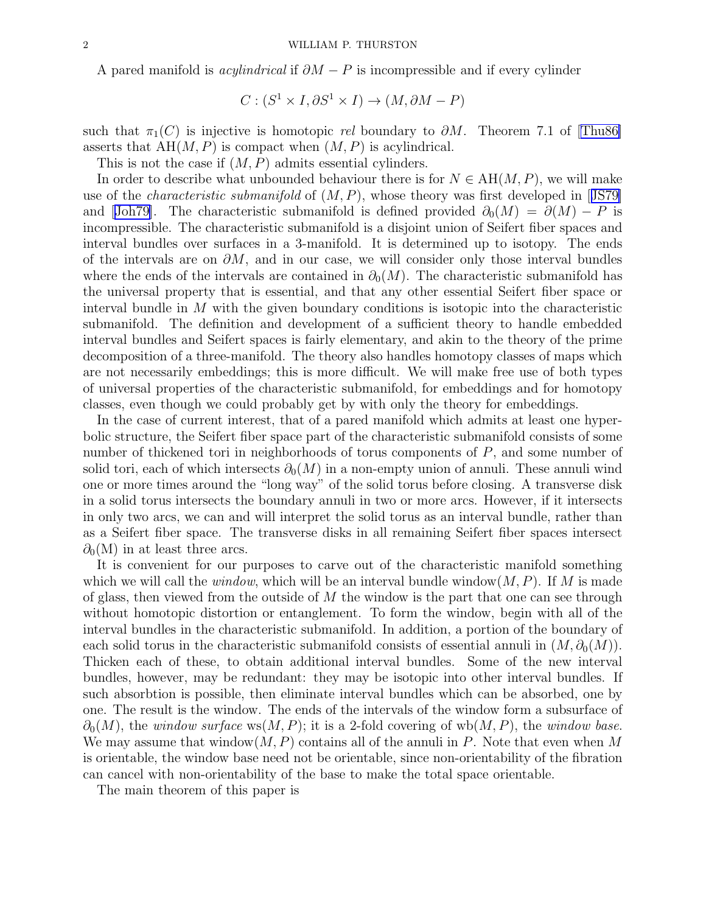A pared manifold is *acylindrical* if $\partial M - P$ is incompressible and if every cylinder

$$C : (S^1 \times I, \partial S^1 \times I) \to (M, \partial M - P)$$

such that $\pi_1(C)$ is injective is homotopic *rel* boundary to $\partial M$. Theorem 7.1 of [Thu86] asserts that $\mathrm{AH}(M, P)$ is compact when $(M, P)$ is acylindrical.

This is not the case if $(M, P)$ admits essential cylinders.

In order to describe what unbounded behaviour there is for $N \in \mathrm{AH}(M, P)$, we will make use of the *characteristic submanifold* of $(M, P)$, whose theory was first developed in [JS79] and [Joh79]. The characteristic submanifold is defined provided $\partial_0(M) = \partial(M) - P$ is incompressible. The characteristic submanifold is a disjoint union of Seifert fiber spaces and interval bundles over surfaces in a 3-manifold. It is determined up to isotopy. The ends of the intervals are on $\partial M$, and in our case, we will consider only those interval bundles where the ends of the intervals are contained in $\partial_0(M)$. The characteristic submanifold has the universal property that is essential, and that any other essential Seifert fiber space or interval bundle in $M$ with the given boundary conditions is isotopic into the characteristic submanifold. The definition and development of a sufficient theory to handle embedded interval bundles and Seifert spaces is fairly elementary, and akin to the theory of the prime decomposition of a three-manifold. The theory also handles homotopy classes of maps which are not necessarily embeddings; this is more difficult. We will make free use of both types of universal properties of the characteristic submanifold, for embeddings and for homotopy classes, even though we could probably get by with only the theory for embeddings.

In the case of current interest, that of a pared manifold which admits at least one hyperbolic structure, the Seifert fiber space part of the characteristic submanifold consists of some number of thickened tori in neighborhoods of torus components of $P$, and some number of solid tori, each of which intersects $\partial_0(M)$ in a non-empty union of annuli. These annuli wind one or more times around the "long way" of the solid torus before closing. A transverse disk in a solid torus intersects the boundary annuli in two or more arcs. However, if it intersects in only two arcs, we can and will interpret the solid torus as an interval bundle, rather than as a Seifert fiber space. The transverse disks in all remaining Seifert fiber spaces intersect $\partial_0(\mathrm{M})$ in at least three arcs.

It is convenient for our purposes to carve out of the characteristic manifold something which we will call the *window*, which will be an interval bundle $\mathrm{window}(M, P)$. If $M$ is made of glass, then viewed from the outside of $M$ the window is the part that one can see through without homotopic distortion or entanglement. To form the window, begin with all of the interval bundles in the characteristic submanifold. In addition, a portion of the boundary of each solid torus in the characteristic submanifold consists of essential annuli in $(M, \partial_0(M))$. Thicken each of these, to obtain additional interval bundles. Some of the new interval bundles, however, may be redundant: they may be isotopic into other interval bundles. If such absorbtion is possible, then eliminate interval bundles which can be absorbed, one by one. The result is the window. The ends of the intervals of the window form a subsurface of $\partial_0(M)$, the *window surface* $\mathrm{ws}(M, P)$; it is a 2-fold covering of $\mathrm{wb}(M, P)$, the *window base*. We may assume that $\mathrm{window}(M, P)$ contains all of the annuli in $P$. Note that even when $M$ is orientable, the window base need not be orientable, since non-orientability of the fibration can cancel with non-orientability of the base to make the total space orientable.

The main theorem of this paper is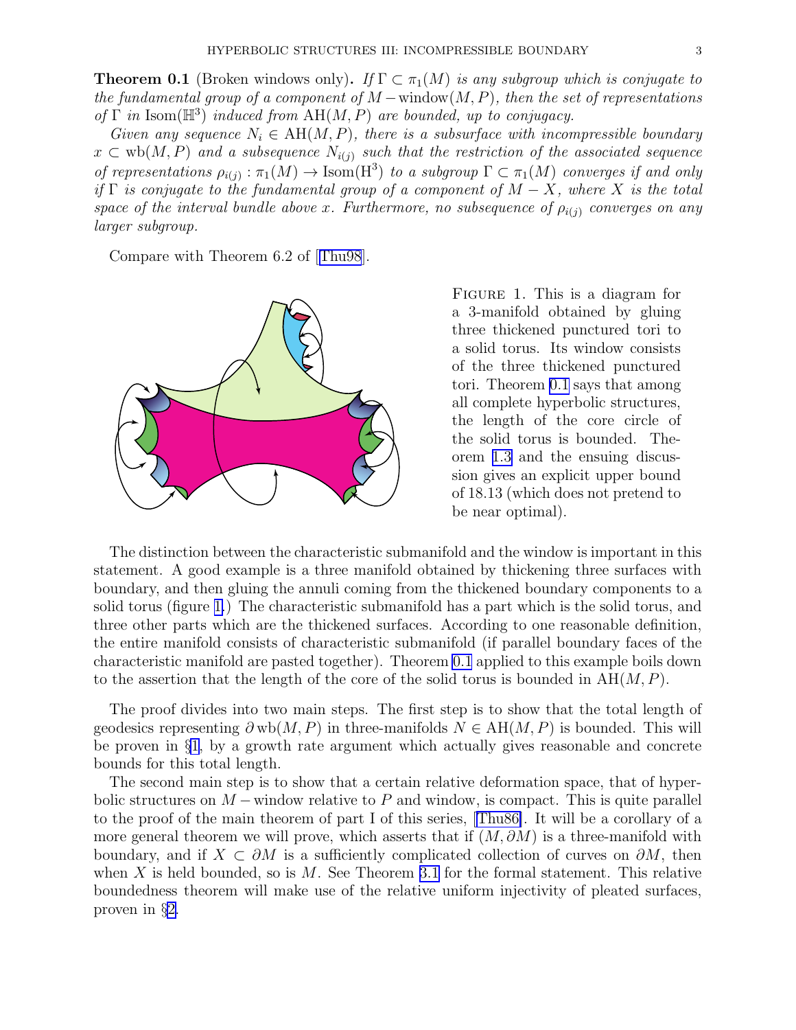**Theorem 0.1** (Broken windows only)**.** *If $\Gamma \subset \pi_1(M)$ is any subgroup which is conjugate to the fundamental group of a component of $M - \text{window}(M, P)$, then the set of representations of $\Gamma$ in $\text{Isom}(\mathbb{H}^3)$ induced from $\text{AH}(M, P)$ are bounded, up to conjugacy.*

*Given any sequence $N_i \in \text{AH}(M, P)$, there is a subsurface with incompressible boundary $x \subset \text{wb}(M, P)$ and a subsequence $N_{i(j)}$ such that the restriction of the associated sequence of representations $\rho_{i(j)} : \pi_1(M) \to \text{Isom}(\text{H}^3)$ to a subgroup $\Gamma \subset \pi_1(M)$ converges if and only if $\Gamma$ is conjugate to the fundamental group of a component of $M - X$, where $X$ is the total space of the interval bundle above $x$. Furthermore, no subsequence of $\rho_{i(j)}$ converges on any larger subgroup.*

Compare with Theorem 6.2 of [Thu98].

Figure 1. This is a diagram for a 3-manifold obtained by gluing three thickened punctured tori to a solid torus. Its window consists of the three thickened punctured tori. Theorem 0.1 says that among all complete hyperbolic structures, the length of the core circle of the solid torus is bounded. Theorem 1.3 and the ensuing discussion gives an explicit upper bound of 18.13 (which does not pretend to be near optimal).

The distinction between the characteristic submanifold and the window is important in this statement. A good example is a three manifold obtained by thickening three surfaces with boundary, and then gluing the annuli coming from the thickened boundary components to a solid torus (figure 1.) The characteristic submanifold has a part which is the solid torus, and three other parts which are the thickened surfaces. According to one reasonable definition, the entire manifold consists of characteristic submanifold (if parallel boundary faces of the characteristic manifold are pasted together). Theorem 0.1 applied to this example boils down to the assertion that the length of the core of the solid torus is bounded in $\text{AH}(M, P)$.

The proof divides into two main steps. The first step is to show that the total length of geodesics representing $\partial\,\text{wb}(M, P)$ in three-manifolds $N \in \text{AH}(M, P)$ is bounded. This will be proven in §1, by a growth rate argument which actually gives reasonable and concrete bounds for this total length.

The second main step is to show that a certain relative deformation space, that of hyperbolic structures on $M -$ window relative to $P$ and window, is compact. This is quite parallel to the proof of the main theorem of part I of this series, [Thu86]. It will be a corollary of a more general theorem we will prove, which asserts that if $(M, \partial M)$ is a three-manifold with boundary, and if $X \subset \partial M$ is a sufficiently complicated collection of curves on $\partial M$, then when $X$ is held bounded, so is $M$. See Theorem 3.1 for the formal statement. This relative boundedness theorem will make use of the relative uniform injectivity of pleated surfaces, proven in §2.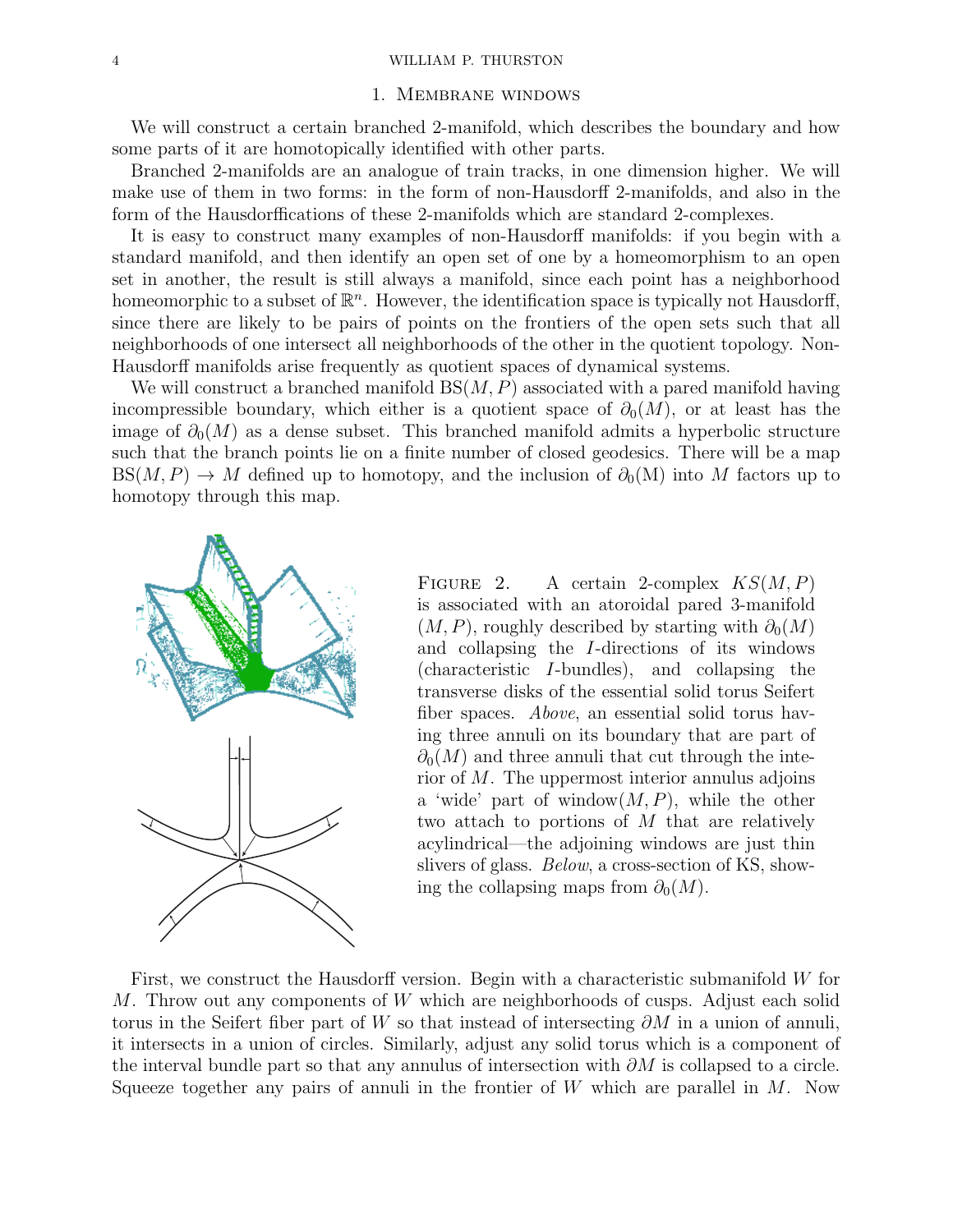## 1. Membrane windows

We will construct a certain branched 2-manifold, which describes the boundary and how some parts of it are homotopically identified with other parts.

Branched 2-manifolds are an analogue of train tracks, in one dimension higher. We will make use of them in two forms: in the form of non-Hausdorff 2-manifolds, and also in the form of the Hausdorffications of these 2-manifolds which are standard 2-complexes.

It is easy to construct many examples of non-Hausdorff manifolds: if you begin with a standard manifold, and then identify an open set of one by a homeomorphism to an open set in another, the result is still always a manifold, since each point has a neighborhood homeomorphic to a subset of $\mathbb{R}^n$. However, the identification space is typically not Hausdorff, since there are likely to be pairs of points on the frontiers of the open sets such that all neighborhoods of one intersect all neighborhoods of the other in the quotient topology. Non-Hausdorff manifolds arise frequently as quotient spaces of dynamical systems.

We will construct a branched manifold $\mathrm{BS}(M, P)$ associated with a pared manifold having incompressible boundary, which either is a quotient space of $\partial_0(M)$, or at least has the image of $\partial_0(M)$ as a dense subset. This branched manifold admits a hyperbolic structure such that the branch points lie on a finite number of closed geodesics. There will be a map $\mathrm{BS}(M, P) \to M$ defined up to homotopy, and the inclusion of $\partial_0(\mathrm{M})$ into $M$ factors up to homotopy through this map.

Figure 2. A certain 2-complex $KS(M, P)$ is associated with an atoroidal pared 3-manifold $(M, P)$, roughly described by starting with $\partial_0(M)$ and collapsing the $I$-directions of its windows (characteristic $I$-bundles), and collapsing the transverse disks of the essential solid torus Seifert fiber spaces. *Above*, an essential solid torus having three annuli on its boundary that are part of $\partial_0(M)$ and three annuli that cut through the interior of $M$. The uppermost interior annulus adjoins a 'wide' part of window$(M, P)$, while the other two attach to portions of $M$ that are relatively acylindrical—the adjoining windows are just thin slivers of glass. *Below*, a cross-section of KS, showing the collapsing maps from $\partial_0(M)$.

First, we construct the Hausdorff version. Begin with a characteristic submanifold $W$ for $M$. Throw out any components of $W$ which are neighborhoods of cusps. Adjust each solid torus in the Seifert fiber part of $W$ so that instead of intersecting $\partial M$ in a union of annuli, it intersects in a union of circles. Similarly, adjust any solid torus which is a component of the interval bundle part so that any annulus of intersection with $\partial M$ is collapsed to a circle. Squeeze together any pairs of annuli in the frontier of $W$ which are parallel in $M$. Now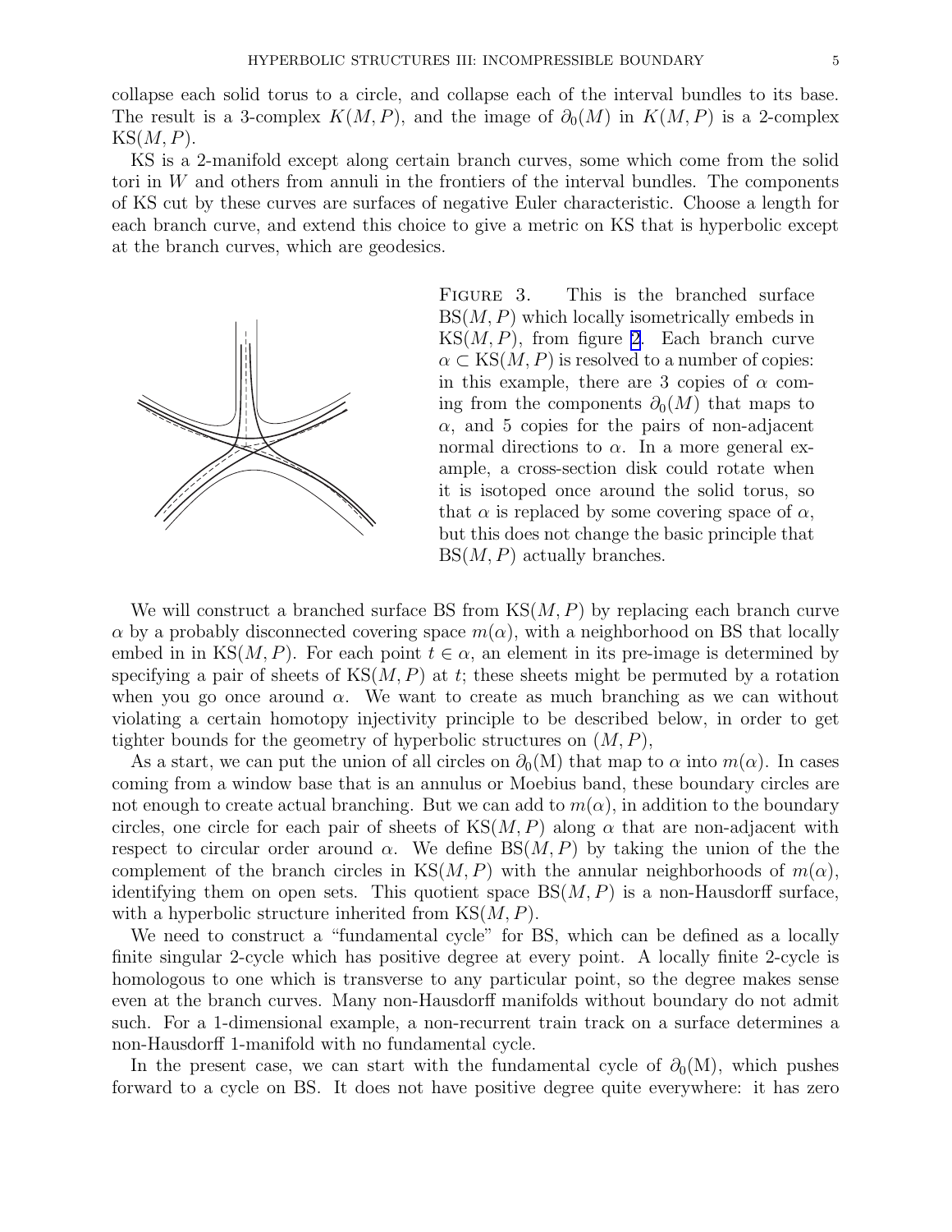collapse each solid torus to a circle, and collapse each of the interval bundles to its base. The result is a 3-complex $K(M,P)$, and the image of $\partial_0(M)$ in $K(M,P)$ is a 2-complex $\mathrm{KS}(M,P)$.

KS is a 2-manifold except along certain branch curves, some which come from the solid tori in $W$ and others from annuli in the frontiers of the interval bundles. The components of KS cut by these curves are surfaces of negative Euler characteristic. Choose a length for each branch curve, and extend this choice to give a metric on KS that is hyperbolic except at the branch curves, which are geodesics.

Figure 3. This is the branched surface $\mathrm{BS}(M,P)$ which locally isometrically embeds in $\mathrm{KS}(M,P)$, from figure 2. Each branch curve $\alpha \subset \mathrm{KS}(M,P)$ is resolved to a number of copies: in this example, there are 3 copies of $\alpha$ coming from the components $\partial_0(M)$ that maps to $\alpha$, and 5 copies for the pairs of non-adjacent normal directions to $\alpha$. In a more general example, a cross-section disk could rotate when it is isotoped once around the solid torus, so that $\alpha$ is replaced by some covering space of $\alpha$, but this does not change the basic principle that $\mathrm{BS}(M,P)$ actually branches.

We will construct a branched surface BS from $\mathrm{KS}(M,P)$ by replacing each branch curve $\alpha$ by a probably disconnected covering space $m(\alpha)$, with a neighborhood on BS that locally embed in in $\mathrm{KS}(M,P)$. For each point $t \in \alpha$, an element in its pre-image is determined by specifying a pair of sheets of $\mathrm{KS}(M,P)$ at $t$; these sheets might be permuted by a rotation when you go once around $\alpha$. We want to create as much branching as we can without violating a certain homotopy injectivity principle to be described below, in order to get tighter bounds for the geometry of hyperbolic structures on $(M,P)$,

As a start, we can put the union of all circles on $\partial_0(\mathrm{M})$ that map to $\alpha$ into $m(\alpha)$. In cases coming from a window base that is an annulus or Moebius band, these boundary circles are not enough to create actual branching. But we can add to $m(\alpha)$, in addition to the boundary circles, one circle for each pair of sheets of $\mathrm{KS}(M,P)$ along $\alpha$ that are non-adjacent with respect to circular order around $\alpha$. We define $\mathrm{BS}(M,P)$ by taking the union of the the complement of the branch circles in $\mathrm{KS}(M,P)$ with the annular neighborhoods of $m(\alpha)$, identifying them on open sets. This quotient space $\mathrm{BS}(M,P)$ is a non-Hausdorff surface, with a hyperbolic structure inherited from $\mathrm{KS}(M,P)$.

We need to construct a "fundamental cycle" for BS, which can be defined as a locally finite singular 2-cycle which has positive degree at every point. A locally finite 2-cycle is homologous to one which is transverse to any particular point, so the degree makes sense even at the branch curves. Many non-Hausdorff manifolds without boundary do not admit such. For a 1-dimensional example, a non-recurrent train track on a surface determines a non-Hausdorff 1-manifold with no fundamental cycle.

In the present case, we can start with the fundamental cycle of $\partial_0(\mathrm{M})$, which pushes forward to a cycle on BS. It does not have positive degree quite everywhere: it has zero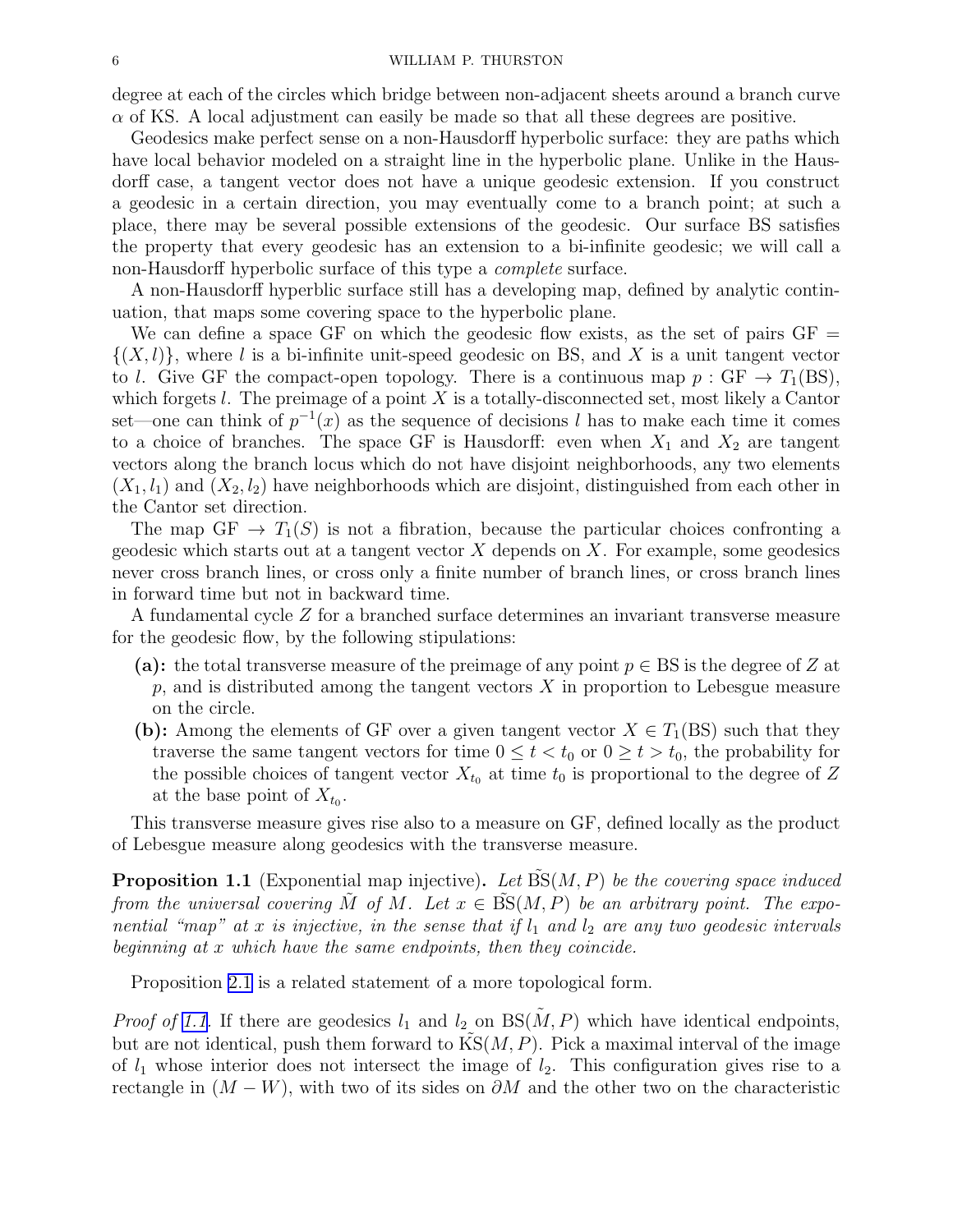degree at each of the circles which bridge between non-adjacent sheets around a branch curve $\alpha$ of KS. A local adjustment can easily be made so that all these degrees are positive.

Geodesics make perfect sense on a non-Hausdorff hyperbolic surface: they are paths which have local behavior modeled on a straight line in the hyperbolic plane. Unlike in the Hausdorff case, a tangent vector does not have a unique geodesic extension. If you construct a geodesic in a certain direction, you may eventually come to a branch point; at such a place, there may be several possible extensions of the geodesic. Our surface BS satisfies the property that every geodesic has an extension to a bi-infinite geodesic; we will call a non-Hausdorff hyperbolic surface of this type a *complete* surface.

A non-Hausdorff hyperblic surface still has a developing map, defined by analytic continuation, that maps some covering space to the hyperbolic plane.

We can define a space GF on which the geodesic flow exists, as the set of pairs GF $= \{(X, l)\}$, where $l$ is a bi-infinite unit-speed geodesic on BS, and $X$ is a unit tangent vector to $l$. Give GF the compact-open topology. There is a continuous map $p : \mathrm{GF} \to T_1(\mathrm{BS})$, which forgets $l$. The preimage of a point $X$ is a totally-disconnected set, most likely a Cantor set—one can think of $p^{-1}(x)$ as the sequence of decisions $l$ has to make each time it comes to a choice of branches. The space GF is Hausdorff: even when $X_1$ and $X_2$ are tangent vectors along the branch locus which do not have disjoint neighborhoods, any two elements $(X_1, l_1)$ and $(X_2, l_2)$ have neighborhoods which are disjoint, distinguished from each other in the Cantor set direction.

The map $\mathrm{GF} \to T_1(S)$ is not a fibration, because the particular choices confronting a geodesic which starts out at a tangent vector $X$ depends on $X$. For example, some geodesics never cross branch lines, or cross only a finite number of branch lines, or cross branch lines in forward time but not in backward time.

A fundamental cycle $Z$ for a branched surface determines an invariant transverse measure for the geodesic flow, by the following stipulations:

- **(a):** the total transverse measure of the preimage of any point $p \in \mathrm{BS}$ is the degree of $Z$ at $p$, and is distributed among the tangent vectors $X$ in proportion to Lebesgue measure on the circle.
- **(b):** Among the elements of GF over a given tangent vector $X \in T_1(\mathrm{BS})$ such that they traverse the same tangent vectors for time $0 \le t < t_0$ or $0 \ge t > t_0$, the probability for the possible choices of tangent vector $X_{t_0}$ at time $t_0$ is proportional to the degree of $Z$ at the base point of $X_{t_0}$.

This transverse measure gives rise also to a measure on GF, defined locally as the product of Lebesgue measure along geodesics with the transverse measure.

**Proposition 1.1** (Exponential map injective)**.** *Let $\tilde{\mathrm{BS}}(M, P)$ be the covering space induced from the universal covering $\tilde{M}$ of $M$. Let $x \in \tilde{\mathrm{BS}}(M, P)$ be an arbitrary point. The exponential "map" at $x$ is injective, in the sense that if $l_1$ and $l_2$ are any two geodesic intervals beginning at $x$ which have the same endpoints, then they coincide.*

Proposition 2.1 is a related statement of a more topological form.

*Proof of 1.1.* If there are geodesics $l_1$ and $l_2$ on $\mathrm{BS}(\tilde{M}, P)$ which have identical endpoints, but are not identical, push them forward to $\tilde{\mathrm{KS}}(M, P)$. Pick a maximal interval of the image of $l_1$ whose interior does not intersect the image of $l_2$. This configuration gives rise to a rectangle in $(M - W)$, with two of its sides on $\partial M$ and the other two on the characteristic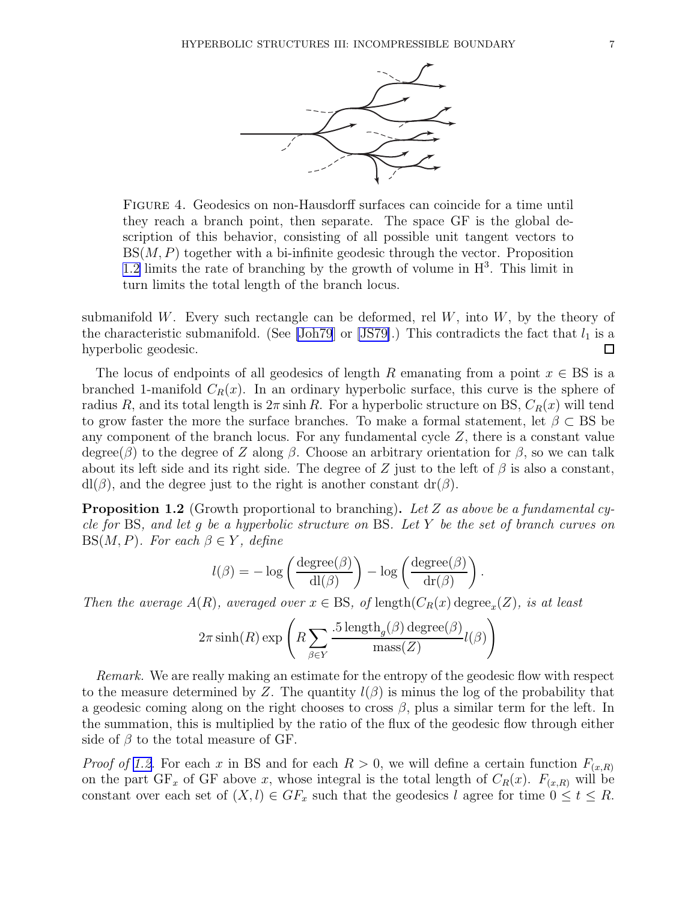Figure 4. Geodesics on non-Hausdorff surfaces can coincide for a time until they reach a branch point, then separate. The space GF is the global description of this behavior, consisting of all possible unit tangent vectors to $\mathrm{BS}(M, P)$ together with a bi-infinite geodesic through the vector. Proposition 1.2 limits the rate of branching by the growth of volume in $\mathrm{H}^3$. This limit in turn limits the total length of the branch locus.

submanifold $W$. Every such rectangle can be deformed, rel $W$, into $W$, by the theory of the characteristic submanifold. (See [Joh79] or [JS79].) This contradicts the fact that $l_1$ is a hyperbolic geodesic. □

The locus of endpoints of all geodesics of length $R$ emanating from a point $x \in \mathrm{BS}$ is a branched 1-manifold $C_R(x)$. In an ordinary hyperbolic surface, this curve is the sphere of radius $R$, and its total length is $2\pi \sinh R$. For a hyperbolic structure on BS, $C_R(x)$ will tend to grow faster the more the surface branches. To make a formal statement, let $\beta \subset \mathrm{BS}$ be any component of the branch locus. For any fundamental cycle $Z$, there is a constant value $\mathrm{degree}(\beta)$ to the degree of $Z$ along $\beta$. Choose an arbitrary orientation for $\beta$, so we can talk about its left side and its right side. The degree of $Z$ just to the left of $\beta$ is also a constant, $\mathrm{dl}(\beta)$, and the degree just to the right is another constant $\mathrm{dr}(\beta)$.

**Proposition 1.2** (Growth proportional to branching). *Let $Z$ as above be a fundamental cycle for* BS*, and let $g$ be a hyperbolic structure on* BS*. Let $Y$ be the set of branch curves on $\mathrm{BS}(M, P)$. For each $\beta \in Y$, define*

$$l(\beta) = -\log\left(\frac{\mathrm{degree}(\beta)}{\mathrm{dl}(\beta)}\right) - \log\left(\frac{\mathrm{degree}(\beta)}{\mathrm{dr}(\beta)}\right).$$

*Then the average $A(R)$, averaged over $x \in \mathrm{BS}$, of $\mathrm{length}(C_R(x)\,\mathrm{degree}_x(Z)$, is at least*

$$2\pi \sinh(R) \exp\left(R \sum_{\beta \in Y} \frac{.5\, \mathrm{length}_g(\beta)\, \mathrm{degree}(\beta)}{\mathrm{mass}(Z)} l(\beta)\right)$$

*Remark.* We are really making an estimate for the entropy of the geodesic flow with respect to the measure determined by $Z$. The quantity $l(\beta)$ is minus the log of the probability that a geodesic coming along on the right chooses to cross $\beta$, plus a similar term for the left. In the summation, this is multiplied by the ratio of the flux of the geodesic flow through either side of $\beta$ to the total measure of GF.

*Proof of 1.2.* For each $x$ in BS and for each $R > 0$, we will define a certain function $F_{(x,R)}$ on the part $\mathrm{GF}_x$ of GF above $x$, whose integral is the total length of $C_R(x)$. $F_{(x,R)}$ will be constant over each set of $(X, l) \in GF_x$ such that the geodesics $l$ agree for time $0 \leq t \leq R$.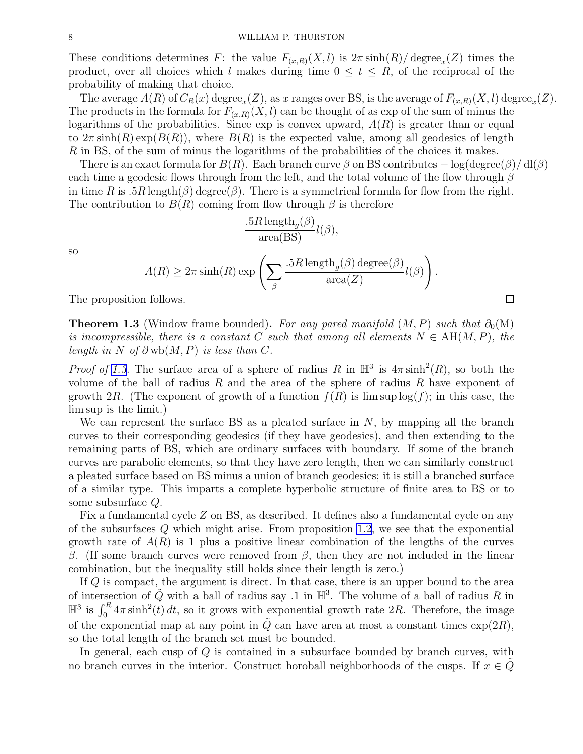These conditions determines $F$: the value $F_{(x,R)}(X,l)$ is $2\pi \sinh(R)/\operatorname{degree}_x(Z)$ times the product, over all choices which $l$ makes during time $0 \leq t \leq R$, of the reciprocal of the probability of making that choice.

The average $A(R)$ of $C_R(x)\operatorname{degree}_x(Z)$, as $x$ ranges over BS, is the average of $F_{(x,R)}(X,l)\operatorname{degree}_x(Z)$. The products in the formula for $F_{(x,R)}(X,l)$ can be thought of as exp of the sum of minus the logarithms of the probabilities. Since exp is convex upward, $A(R)$ is greater than or equal to $2\pi \sinh(R)\exp(B(R))$, where $B(R)$ is the expected value, among all geodesics of length $R$ in BS, of the sum of minus the logarithms of the probabilities of the choices it makes.

There is an exact formula for $B(R)$. Each branch curve $\beta$ on BS contributes $-\log(\operatorname{degree}(\beta)/\operatorname{dl}(\beta)$ each time a geodesic flows through from the left, and the total volume of the flow through $\beta$ in time $R$ is $.5R\operatorname{length}(\beta)\operatorname{degree}(\beta)$. There is a symmetrical formula for flow from the right. The contribution to $B(R)$ coming from flow through $\beta$ is therefore

$$\frac{.5R\operatorname{length}_g(\beta)}{\operatorname{area}(\mathrm{BS})}l(\beta),$$

so

$$A(R) \geq 2\pi\sinh(R)\exp\left(\sum_\beta \frac{.5R\operatorname{length}_g(\beta)\operatorname{degree}(\beta)}{\operatorname{area}(Z)}l(\beta)\right).$$

The proposition follows. $\square$

**Theorem 1.3** (Window frame bounded)**.** *For any pared manifold $(M,P)$ such that $\partial_0(\mathrm{M})$ is incompressible, there is a constant $C$ such that among all elements $N \in \mathrm{AH}(M,P)$, the length in $N$ of $\partial\,\mathrm{wb}(M,P)$ is less than $C$.*

*Proof of 1.3.* The surface area of a sphere of radius $R$ in $\mathbb{H}^3$ is $4\pi\sinh^2(R)$, so both the volume of the ball of radius $R$ and the area of the sphere of radius $R$ have exponent of growth $2R$. (The exponent of growth of a function $f(R)$ is $\limsup \log(f)$; in this case, the $\limsup$ is the limit.)

We can represent the surface BS as a pleated surface in $N$, by mapping all the branch curves to their corresponding geodesics (if they have geodesics), and then extending to the remaining parts of BS, which are ordinary surfaces with boundary. If some of the branch curves are parabolic elements, so that they have zero length, then we can similarly construct a pleated surface based on BS minus a union of branch geodesics; it is still a branched surface of a similar type. This imparts a complete hyperbolic structure of finite area to BS or to some subsurface $Q$.

Fix a fundamental cycle $Z$ on BS, as described. It defines also a fundamental cycle on any of the subsurfaces $Q$ which might arise. From proposition 1.2, we see that the exponential growth rate of $A(R)$ is 1 plus a positive linear combination of the lengths of the curves $\beta$. (If some branch curves were removed from $\beta$, then they are not included in the linear combination, but the inequality still holds since their length is zero.)

If $Q$ is compact, the argument is direct. In that case, there is an upper bound to the area of intersection of $\tilde{Q}$ with a ball of radius say .1 in $\mathbb{H}^3$. The volume of a ball of radius $R$ in $\mathbb{H}^3$ is $\int_0^R 4\pi\sinh^2(t)\,dt$, so it grows with exponential growth rate $2R$. Therefore, the image of the exponential map at any point in $\tilde{Q}$ can have area at most a constant times $\exp(2R)$, so the total length of the branch set must be bounded.

In general, each cusp of $Q$ is contained in a subsurface bounded by branch curves, with no branch curves in the interior. Construct horoball neighborhoods of the cusps. If $x \in \tilde{Q}$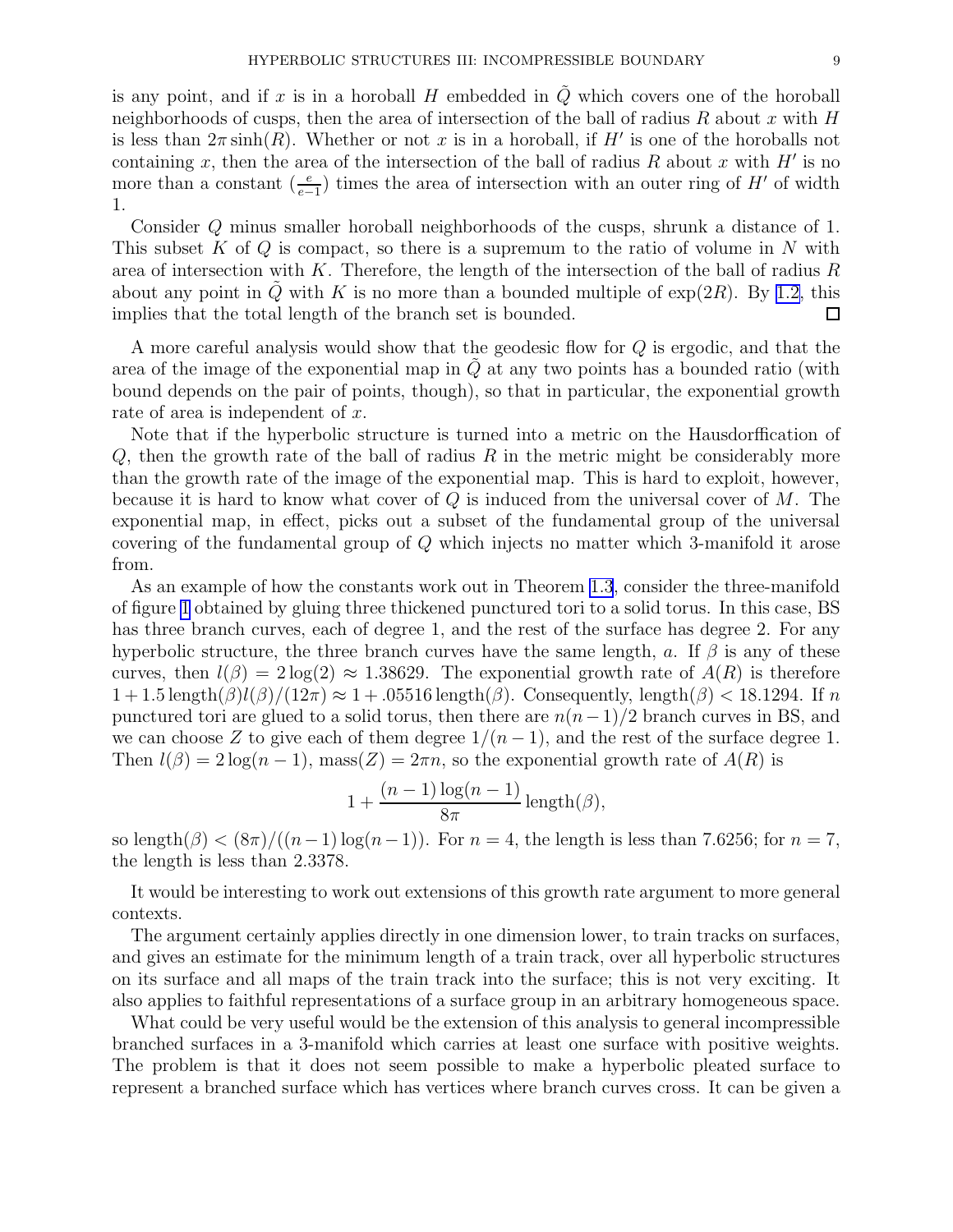is any point, and if $x$ is in a horoball $H$ embedded in $\tilde{Q}$ which covers one of the horoball neighborhoods of cusps, then the area of intersection of the ball of radius $R$ about $x$ with $H$ is less than $2\pi \sinh(R)$. Whether or not $x$ is in a horoball, if $H'$ is one of the horoballs not containing $x$, then the area of the intersection of the ball of radius $R$ about $x$ with $H'$ is no more than a constant $(\frac{e}{e-1})$ times the area of intersection with an outer ring of $H'$ of width 1.

Consider $Q$ minus smaller horoball neighborhoods of the cusps, shrunk a distance of 1. This subset $K$ of $Q$ is compact, so there is a supremum to the ratio of volume in $N$ with area of intersection with $K$. Therefore, the length of the intersection of the ball of radius $R$ about any point in $\tilde{Q}$ with $K$ is no more than a bounded multiple of $\exp(2R)$. By 1.2, this implies that the total length of the branch set is bounded. $\square$

A more careful analysis would show that the geodesic flow for $Q$ is ergodic, and that the area of the image of the exponential map in $\tilde{Q}$ at any two points has a bounded ratio (with bound depends on the pair of points, though), so that in particular, the exponential growth rate of area is independent of $x$.

Note that if the hyperbolic structure is turned into a metric on the Hausdorffication of $Q$, then the growth rate of the ball of radius $R$ in the metric might be considerably more than the growth rate of the image of the exponential map. This is hard to exploit, however, because it is hard to know what cover of $Q$ is induced from the universal cover of $M$. The exponential map, in effect, picks out a subset of the fundamental group of the universal covering of the fundamental group of $Q$ which injects no matter which 3-manifold it arose from.

As an example of how the constants work out in Theorem 1.3, consider the three-manifold of figure 1 obtained by gluing three thickened punctured tori to a solid torus. In this case, BS has three branch curves, each of degree 1, and the rest of the surface has degree 2. For any hyperbolic structure, the three branch curves have the same length, $a$. If $\beta$ is any of these curves, then $l(\beta) = 2\log(2) \approx 1.38629$. The exponential growth rate of $A(R)$ is therefore $1 + 1.5\,\text{length}(\beta)l(\beta)/(12\pi) \approx 1 + .05516\,\text{length}(\beta)$. Consequently, $\text{length}(\beta) < 18.1294$. If $n$ punctured tori are glued to a solid torus, then there are $n(n-1)/2$ branch curves in BS, and we can choose $Z$ to give each of them degree $1/(n-1)$, and the rest of the surface degree 1. Then $l(\beta) = 2\log(n-1)$, $\text{mass}(Z) = 2\pi n$, so the exponential growth rate of $A(R)$ is

$$1 + \frac{(n-1)\log(n-1)}{8\pi}\,\text{length}(\beta),$$

so $\text{length}(\beta) < (8\pi)/((n-1)\log(n-1))$. For $n = 4$, the length is less than 7.6256; for $n = 7$, the length is less than 2.3378.

It would be interesting to work out extensions of this growth rate argument to more general contexts.

The argument certainly applies directly in one dimension lower, to train tracks on surfaces, and gives an estimate for the minimum length of a train track, over all hyperbolic structures on its surface and all maps of the train track into the surface; this is not very exciting. It also applies to faithful representations of a surface group in an arbitrary homogeneous space.

What could be very useful would be the extension of this analysis to general incompressible branched surfaces in a 3-manifold which carries at least one surface with positive weights. The problem is that it does not seem possible to make a hyperbolic pleated surface to represent a branched surface which has vertices where branch curves cross. It can be given a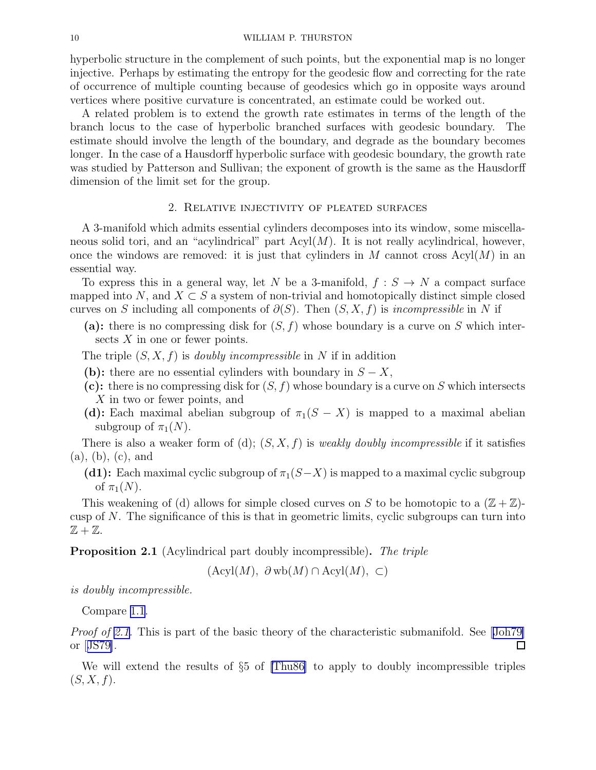hyperbolic structure in the complement of such points, but the exponential map is no longer injective. Perhaps by estimating the entropy for the geodesic flow and correcting for the rate of occurrence of multiple counting because of geodesics which go in opposite ways around vertices where positive curvature is concentrated, an estimate could be worked out.

A related problem is to extend the growth rate estimates in terms of the length of the branch locus to the case of hyperbolic branched surfaces with geodesic boundary. The estimate should involve the length of the boundary, and degrade as the boundary becomes longer. In the case of a Hausdorff hyperbolic surface with geodesic boundary, the growth rate was studied by Patterson and Sullivan; the exponent of growth is the same as the Hausdorff dimension of the limit set for the group.

## 2. Relative injectivity of pleated surfaces

A 3-manifold which admits essential cylinders decomposes into its window, some miscellaneous solid tori, and an "acylindrical" part $\mathrm{Acyl}(M)$. It is not really acylindrical, however, once the windows are removed: it is just that cylinders in $M$ cannot cross $\mathrm{Acyl}(M)$ in an essential way.

To express this in a general way, let $N$ be a 3-manifold, $f : S \to N$ a compact surface mapped into $N$, and $X \subset S$ a system of non-trivial and homotopically distinct simple closed curves on $S$ including all components of $\partial(S)$. Then $(S, X, f)$ is *incompressible* in $N$ if

- **(a):** there is no compressing disk for $(S, f)$ whose boundary is a curve on $S$ which intersects $X$ in one or fewer points.

The triple $(S, X, f)$ is *doubly incompressible* in $N$ if in addition

- **(b):** there are no essential cylinders with boundary in $S - X$,
- **(c):** there is no compressing disk for $(S, f)$ whose boundary is a curve on $S$ which intersects $X$ in two or fewer points, and
- **(d):** Each maximal abelian subgroup of $\pi_1(S - X)$ is mapped to a maximal abelian subgroup of $\pi_1(N)$.

There is also a weaker form of (d); $(S, X, f)$ is *weakly doubly incompressible* if it satisfies (a), (b), (c), and

- **(d1):** Each maximal cyclic subgroup of $\pi_1(S - X)$ is mapped to a maximal cyclic subgroup of $\pi_1(N)$.

This weakening of (d) allows for simple closed curves on $S$ to be homotopic to a $(\mathbb{Z} + \mathbb{Z})$-cusp of $N$. The significance of this is that in geometric limits, cyclic subgroups can turn into $\mathbb{Z} + \mathbb{Z}$.

**Proposition 2.1** (Acylindrical part doubly incompressible)**.** *The triple*

$$(\mathrm{Acyl}(M),\ \partial\, \mathrm{wb}(M) \cap \mathrm{Acyl}(M),\ \subset)$$

*is doubly incompressible.*

Compare 1.1.

*Proof of 2.1.* This is part of the basic theory of the characteristic submanifold. See [Joh79] or [JS79]. ☐

We will extend the results of §5 of [Thu86] to apply to doubly incompressible triples $(S, X, f)$.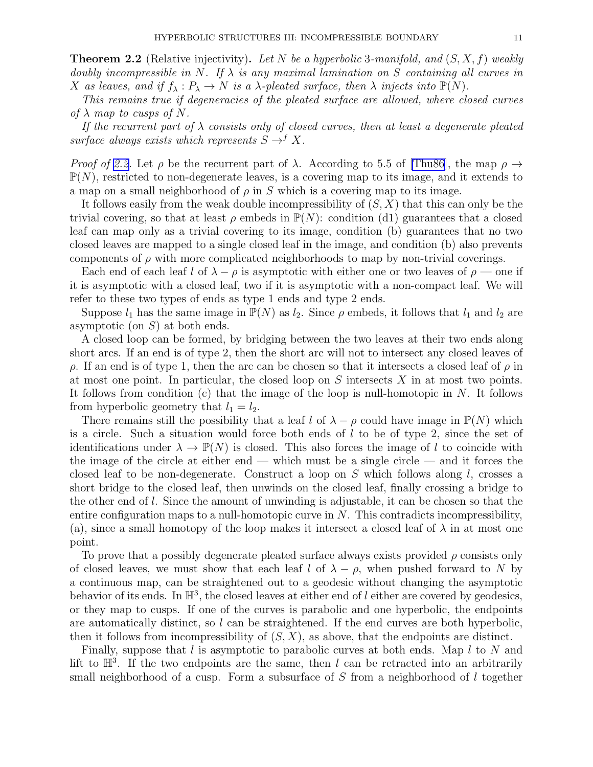**Theorem 2.2** (Relative injectivity)**.** *Let $N$ be a hyperbolic 3-manifold, and $(S, X, f)$ weakly doubly incompressible in $N$. If $\lambda$ is any maximal lamination on $S$ containing all curves in $X$ as leaves, and if $f_\lambda : P_\lambda \to N$ is a $\lambda$-pleated surface, then $\lambda$ injects into $\mathbb{P}(N)$.*

*This remains true if degeneracies of the pleated surface are allowed, where closed curves of $\lambda$ map to cusps of $N$.*

*If the recurrent part of $\lambda$ consists only of closed curves, then at least a degenerate pleated surface always exists which represents $S \to^f X$.*

*Proof of 2.2.* Let $\rho$ be the recurrent part of $\lambda$. According to 5.5 of [Thu86], the map $\rho \to \mathbb{P}(N)$, restricted to non-degenerate leaves, is a covering map to its image, and it extends to a map on a small neighborhood of $\rho$ in $S$ which is a covering map to its image.

It follows easily from the weak double incompressibility of $(S, X)$ that this can only be the trivial covering, so that at least $\rho$ embeds in $\mathbb{P}(N)$: condition (d1) guarantees that a closed leaf can map only as a trivial covering to its image, condition (b) guarantees that no two closed leaves are mapped to a single closed leaf in the image, and condition (b) also prevents components of $\rho$ with more complicated neighborhoods to map by non-trivial coverings.

Each end of each leaf $l$ of $\lambda - \rho$ is asymptotic with either one or two leaves of $\rho$ — one if it is asymptotic with a closed leaf, two if it is asymptotic with a non-compact leaf. We will refer to these two types of ends as type 1 ends and type 2 ends.

Suppose $l_1$ has the same image in $\mathbb{P}(N)$ as $l_2$. Since $\rho$ embeds, it follows that $l_1$ and $l_2$ are asymptotic (on $S$) at both ends.

A closed loop can be formed, by bridging between the two leaves at their two ends along short arcs. If an end is of type 2, then the short arc will not to intersect any closed leaves of $\rho$. If an end is of type 1, then the arc can be chosen so that it intersects a closed leaf of $\rho$ in at most one point. In particular, the closed loop on $S$ intersects $X$ in at most two points. It follows from condition (c) that the image of the loop is null-homotopic in $N$. It follows from hyperbolic geometry that $l_1 = l_2$.

There remains still the possibility that a leaf $l$ of $\lambda - \rho$ could have image in $\mathbb{P}(N)$ which is a circle. Such a situation would force both ends of $l$ to be of type 2, since the set of identifications under $\lambda \to \mathbb{P}(N)$ is closed. This also forces the image of $l$ to coincide with the image of the circle at either end — which must be a single circle — and it forces the closed leaf to be non-degenerate. Construct a loop on $S$ which follows along $l$, crosses a short bridge to the closed leaf, then unwinds on the closed leaf, finally crossing a bridge to the other end of $l$. Since the amount of unwinding is adjustable, it can be chosen so that the entire configuration maps to a null-homotopic curve in $N$. This contradicts incompressibility, (a), since a small homotopy of the loop makes it intersect a closed leaf of $\lambda$ in at most one point.

To prove that a possibly degenerate pleated surface always exists provided $\rho$ consists only of closed leaves, we must show that each leaf $l$ of $\lambda - \rho$, when pushed forward to $N$ by a continuous map, can be straightened out to a geodesic without changing the asymptotic behavior of its ends. In $\mathbb{H}^3$, the closed leaves at either end of $l$ either are covered by geodesics, or they map to cusps. If one of the curves is parabolic and one hyperbolic, the endpoints are automatically distinct, so $l$ can be straightened. If the end curves are both hyperbolic, then it follows from incompressibility of $(S, X)$, as above, that the endpoints are distinct.

Finally, suppose that $l$ is asymptotic to parabolic curves at both ends. Map $l$ to $N$ and lift to $\mathbb{H}^3$. If the two endpoints are the same, then $l$ can be retracted into an arbitrarily small neighborhood of a cusp. Form a subsurface of $S$ from a neighborhood of $l$ together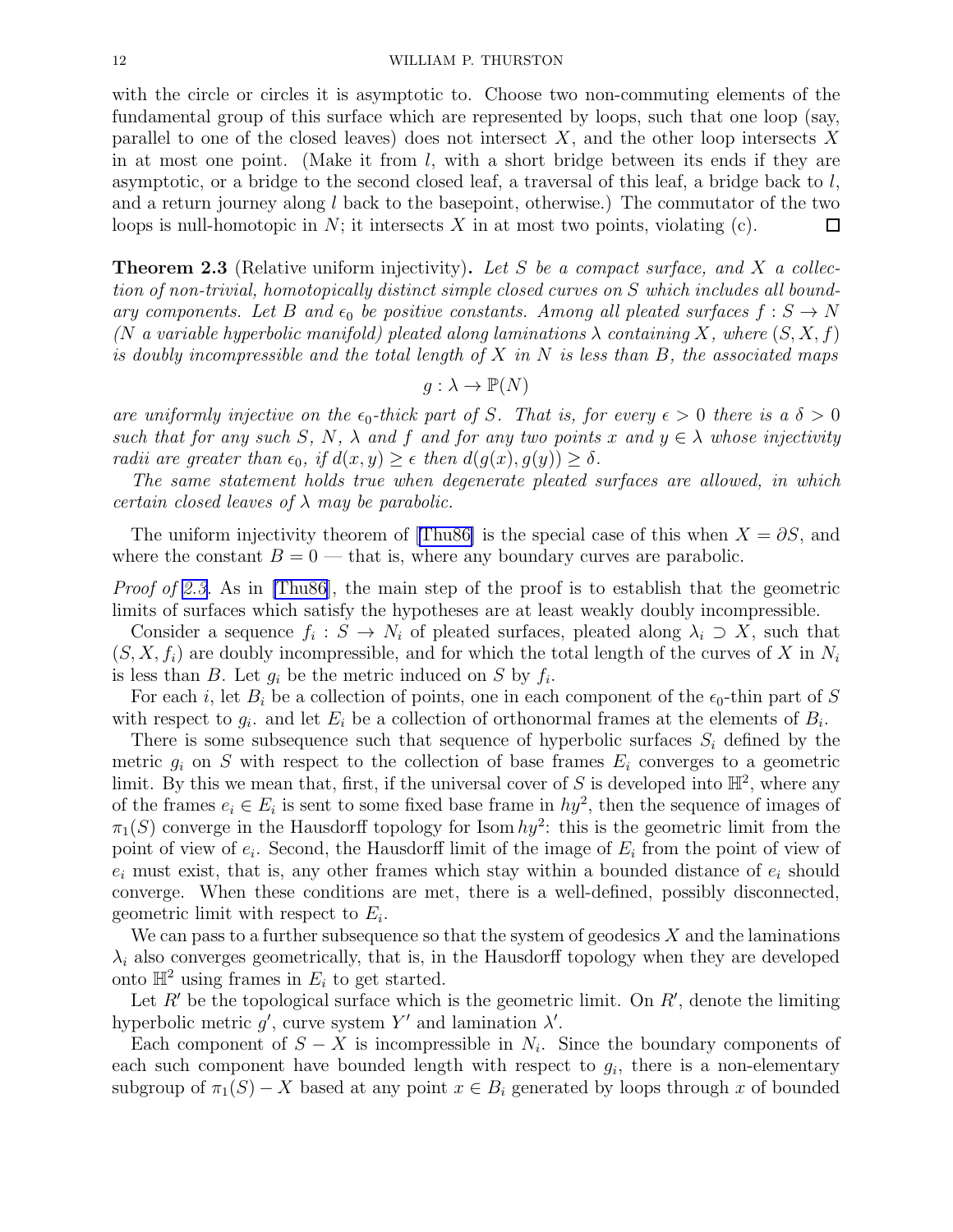with the circle or circles it is asymptotic to. Choose two non-commuting elements of the fundamental group of this surface which are represented by loops, such that one loop (say, parallel to one of the closed leaves) does not intersect $X$, and the other loop intersects $X$ in at most one point. (Make it from $l$, with a short bridge between its ends if they are asymptotic, or a bridge to the second closed leaf, a traversal of this leaf, a bridge back to $l$, and a return journey along $l$ back to the basepoint, otherwise.) The commutator of the two loops is null-homotopic in $N$; it intersects $X$ in at most two points, violating (c). ☐

**Theorem 2.3** (Relative uniform injectivity)**.** *Let $S$ be a compact surface, and $X$ a collection of non-trivial, homotopically distinct simple closed curves on $S$ which includes all boundary components. Let $B$ and $\epsilon_0$ be positive constants. Among all pleated surfaces $f : S \to N$ ($N$ a variable hyperbolic manifold) pleated along laminations $\lambda$ containing $X$, where $(S, X, f)$ is doubly incompressible and the total length of $X$ in $N$ is less than $B$, the associated maps*

$$g : \lambda \to \mathbb{P}(N)$$

*are uniformly injective on the $\epsilon_0$-thick part of $S$. That is, for every $\epsilon > 0$ there is a $\delta > 0$ such that for any such $S$, $N$, $\lambda$ and $f$ and for any two points $x$ and $y \in \lambda$ whose injectivity radii are greater than $\epsilon_0$, if $d(x, y) \geq \epsilon$ then $d(g(x), g(y)) \geq \delta$.*

*The same statement holds true when degenerate pleated surfaces are allowed, in which certain closed leaves of $\lambda$ may be parabolic.*

The uniform injectivity theorem of [Thu86] is the special case of this when $X = \partial S$, and where the constant $B = 0$ — that is, where any boundary curves are parabolic.

*Proof of 2.3.* As in [Thu86], the main step of the proof is to establish that the geometric limits of surfaces which satisfy the hypotheses are at least weakly doubly incompressible.

Consider a sequence $f_i : S \to N_i$ of pleated surfaces, pleated along $\lambda_i \supset X$, such that $(S, X, f_i)$ are doubly incompressible, and for which the total length of the curves of $X$ in $N_i$ is less than $B$. Let $g_i$ be the metric induced on $S$ by $f_i$.

For each $i$, let $B_i$ be a collection of points, one in each component of the $\epsilon_0$-thin part of $S$ with respect to $g_i$. and let $E_i$ be a collection of orthonormal frames at the elements of $B_i$.

There is some subsequence such that sequence of hyperbolic surfaces $S_i$ defined by the metric $g_i$ on $S$ with respect to the collection of base frames $E_i$ converges to a geometric limit. By this we mean that, first, if the universal cover of $S$ is developed into $\mathbb{H}^2$, where any of the frames $e_i \in E_i$ is sent to some fixed base frame in $hy^2$, then the sequence of images of $\pi_1(S)$ converge in the Hausdorff topology for $\mathrm{Isom}\, hy^2$: this is the geometric limit from the point of view of $e_i$. Second, the Hausdorff limit of the image of $E_i$ from the point of view of $e_i$ must exist, that is, any other frames which stay within a bounded distance of $e_i$ should converge. When these conditions are met, there is a well-defined, possibly disconnected, geometric limit with respect to $E_i$.

We can pass to a further subsequence so that the system of geodesics $X$ and the laminations $\lambda_i$ also converges geometrically, that is, in the Hausdorff topology when they are developed onto $\mathbb{H}^2$ using frames in $E_i$ to get started.

Let $R'$ be the topological surface which is the geometric limit. On $R'$, denote the limiting hyperbolic metric $g'$, curve system $Y'$ and lamination $\lambda'$.

Each component of $S - X$ is incompressible in $N_i$. Since the boundary components of each such component have bounded length with respect to $g_i$, there is a non-elementary subgroup of $\pi_1(S) - X$ based at any point $x \in B_i$ generated by loops through $x$ of bounded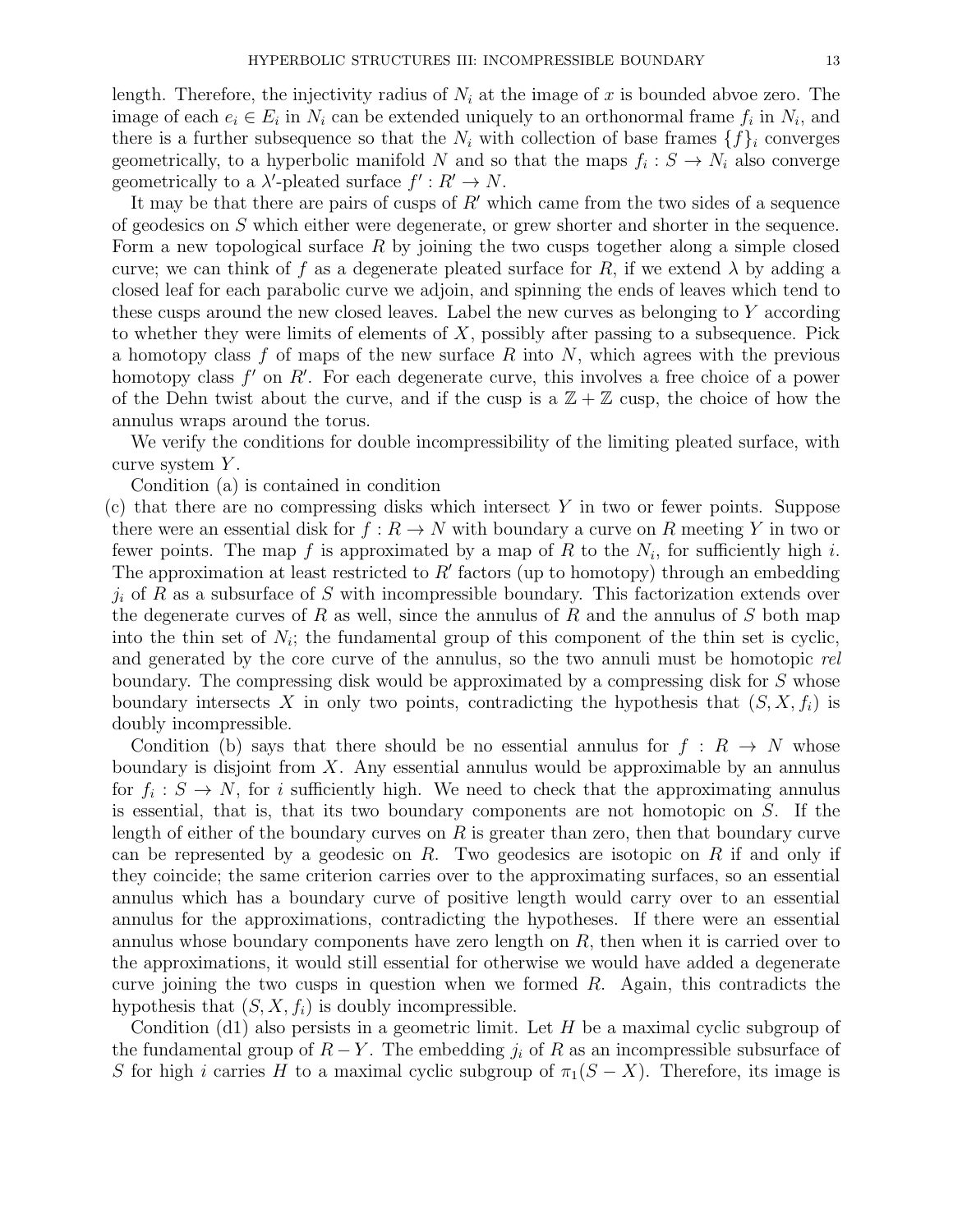length. Therefore, the injectivity radius of $N_i$ at the image of $x$ is bounded abvoe zero. The image of each $e_i \in E_i$ in $N_i$ can be extended uniquely to an orthonormal frame $f_i$ in $N_i$, and there is a further subsequence so that the $N_i$ with collection of base frames $\{f\}_i$ converges geometrically, to a hyperbolic manifold $N$ and so that the maps $f_i : S \to N_i$ also converge geometrically to a $\lambda'$-pleated surface $f' : R' \to N$.

It may be that there are pairs of cusps of $R'$ which came from the two sides of a sequence of geodesics on $S$ which either were degenerate, or grew shorter and shorter in the sequence. Form a new topological surface $R$ by joining the two cusps together along a simple closed curve; we can think of $f$ as a degenerate pleated surface for $R$, if we extend $\lambda$ by adding a closed leaf for each parabolic curve we adjoin, and spinning the ends of leaves which tend to these cusps around the new closed leaves. Label the new curves as belonging to $Y$ according to whether they were limits of elements of $X$, possibly after passing to a subsequence. Pick a homotopy class $f$ of maps of the new surface $R$ into $N$, which agrees with the previous homotopy class $f'$ on $R'$. For each degenerate curve, this involves a free choice of a power of the Dehn twist about the curve, and if the cusp is a $\mathbb{Z} + \mathbb{Z}$ cusp, the choice of how the annulus wraps around the torus.

We verify the conditions for double incompressibility of the limiting pleated surface, with curve system $Y$.

Condition (a) is contained in condition

(c) that there are no compressing disks which intersect $Y$ in two or fewer points. Suppose there were an essential disk for $f : R \to N$ with boundary a curve on $R$ meeting $Y$ in two or fewer points. The map $f$ is approximated by a map of $R$ to the $N_i$, for sufficiently high $i$. The approximation at least restricted to $R'$ factors (up to homotopy) through an embedding $j_i$ of $R$ as a subsurface of $S$ with incompressible boundary. This factorization extends over the degenerate curves of $R$ as well, since the annulus of $R$ and the annulus of $S$ both map into the thin set of $N_i$; the fundamental group of this component of the thin set is cyclic, and generated by the core curve of the annulus, so the two annuli must be homotopic *rel* boundary. The compressing disk would be approximated by a compressing disk for $S$ whose boundary intersects $X$ in only two points, contradicting the hypothesis that $(S, X, f_i)$ is doubly incompressible.

Condition (b) says that there should be no essential annulus for $f : R \to N$ whose boundary is disjoint from $X$. Any essential annulus would be approximable by an annulus for $f_i : S \to N$, for $i$ sufficiently high. We need to check that the approximating annulus is essential, that is, that its two boundary components are not homotopic on $S$. If the length of either of the boundary curves on $R$ is greater than zero, then that boundary curve can be represented by a geodesic on $R$. Two geodesics are isotopic on $R$ if and only if they coincide; the same criterion carries over to the approximating surfaces, so an essential annulus which has a boundary curve of positive length would carry over to an essential annulus for the approximations, contradicting the hypotheses. If there were an essential annulus whose boundary components have zero length on $R$, then when it is carried over to the approximations, it would still essential for otherwise we would have added a degenerate curve joining the two cusps in question when we formed $R$. Again, this contradicts the hypothesis that $(S, X, f_i)$ is doubly incompressible.

Condition (d1) also persists in a geometric limit. Let $H$ be a maximal cyclic subgroup of the fundamental group of $R - Y$. The embedding $j_i$ of $R$ as an incompressible subsurface of $S$ for high $i$ carries $H$ to a maximal cyclic subgroup of $\pi_1(S - X)$. Therefore, its image is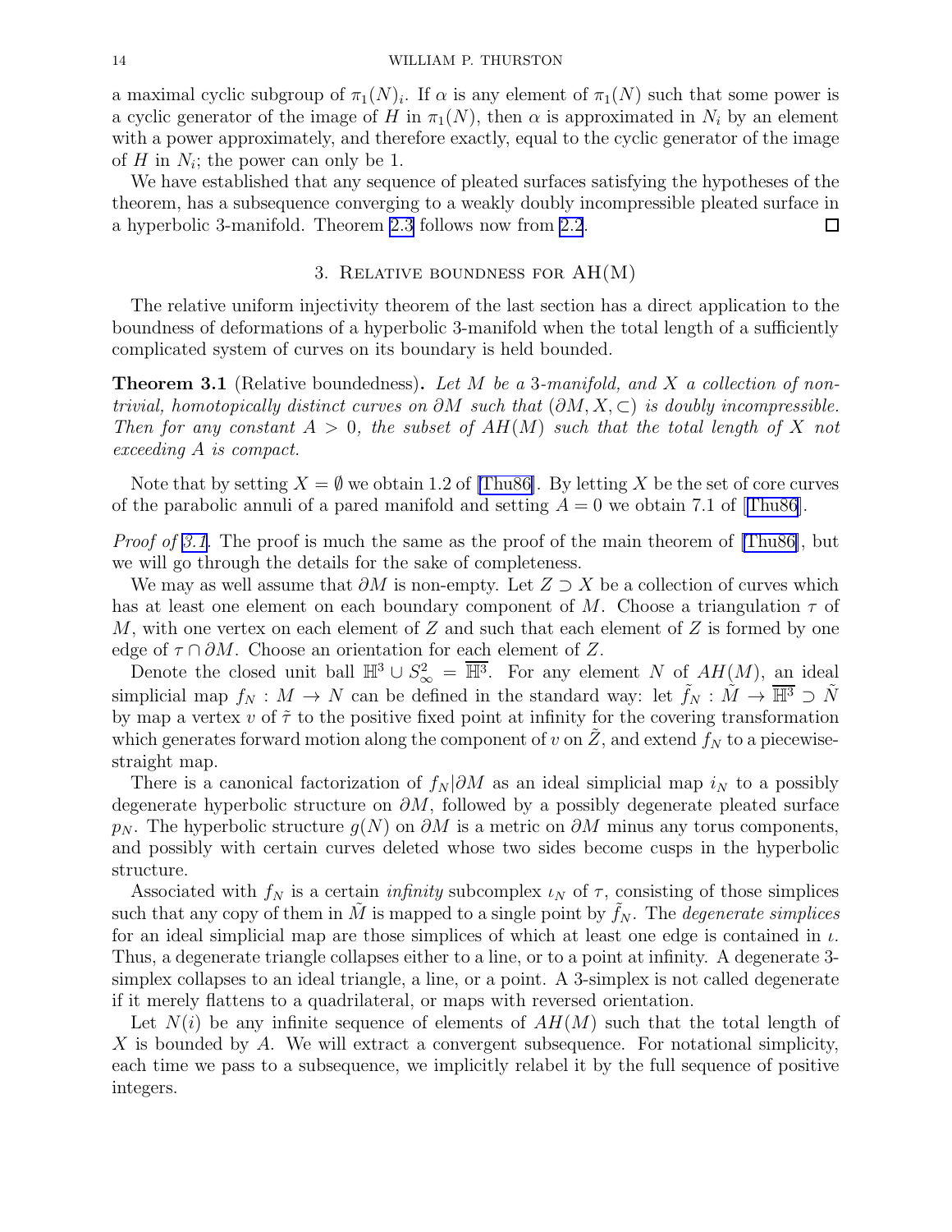a maximal cyclic subgroup of $\pi_1(N)_i$. If $\alpha$ is any element of $\pi_1(N)$ such that some power is a cyclic generator of the image of $H$ in $\pi_1(N)$, then $\alpha$ is approximated in $N_i$ by an element with a power approximately, and therefore exactly, equal to the cyclic generator of the image of $H$ in $N_i$; the power can only be 1.

We have established that any sequence of pleated surfaces satisfying the hypotheses of the theorem, has a subsequence converging to a weakly doubly incompressible pleated surface in a hyperbolic 3-manifold. Theorem 2.3 follows now from 2.2. □

## 3. Relative boundness for AH(M)

The relative uniform injectivity theorem of the last section has a direct application to the boundness of deformations of a hyperbolic 3-manifold when the total length of a sufficiently complicated system of curves on its boundary is held bounded.

**Theorem 3.1** (Relative boundedness)**.** *Let $M$ be a 3-manifold, and $X$ a collection of non-trivial, homotopically distinct curves on $\partial M$ such that $(\partial M, X, \subset)$ is doubly incompressible. Then for any constant $A > 0$, the subset of $AH(M)$ such that the total length of $X$ not exceeding $A$ is compact.*

Note that by setting $X = \emptyset$ we obtain 1.2 of [Thu86]. By letting $X$ be the set of core curves of the parabolic annuli of a pared manifold and setting $A = 0$ we obtain 7.1 of [Thu86].

*Proof of 3.1.* The proof is much the same as the proof of the main theorem of [Thu86], but we will go through the details for the sake of completeness.

We may as well assume that $\partial M$ is non-empty. Let $Z \supset X$ be a collection of curves which has at least one element on each boundary component of $M$. Choose a triangulation $\tau$ of $M$, with one vertex on each element of $Z$ and such that each element of $Z$ is formed by one edge of $\tau \cap \partial M$. Choose an orientation for each element of $Z$.

Denote the closed unit ball $\mathbb{H}^3 \cup S^2_\infty = \overline{\mathbb{H}^3}$. For any element $N$ of $AH(M)$, an ideal simplicial map $f_N : M \to N$ can be defined in the standard way: let $\tilde{f}_N : \tilde{M} \to \overline{\mathbb{H}^3} \supset \tilde{N}$ by map a vertex $v$ of $\tilde{\tau}$ to the positive fixed point at infinity for the covering transformation which generates forward motion along the component of $v$ on $\tilde{Z}$, and extend $f_N$ to a piecewise-straight map.

There is a canonical factorization of $f_N|\partial M$ as an ideal simplicial map $i_N$ to a possibly degenerate hyperbolic structure on $\partial M$, followed by a possibly degenerate pleated surface $p_N$. The hyperbolic structure $g(N)$ on $\partial M$ is a metric on $\partial M$ minus any torus components, and possibly with certain curves deleted whose two sides become cusps in the hyperbolic structure.

Associated with $f_N$ is a certain *infinity* subcomplex $\iota_N$ of $\tau$, consisting of those simplices such that any copy of them in $\tilde{M}$ is mapped to a single point by $\tilde{f}_N$. The *degenerate simplices* for an ideal simplicial map are those simplices of which at least one edge is contained in $\iota$. Thus, a degenerate triangle collapses either to a line, or to a point at infinity. A degenerate 3-simplex collapses to an ideal triangle, a line, or a point. A 3-simplex is not called degenerate if it merely flattens to a quadrilateral, or maps with reversed orientation.

Let $N(i)$ be any infinite sequence of elements of $AH(M)$ such that the total length of $X$ is bounded by $A$. We will extract a convergent subsequence. For notational simplicity, each time we pass to a subsequence, we implicitly relabel it by the full sequence of positive integers.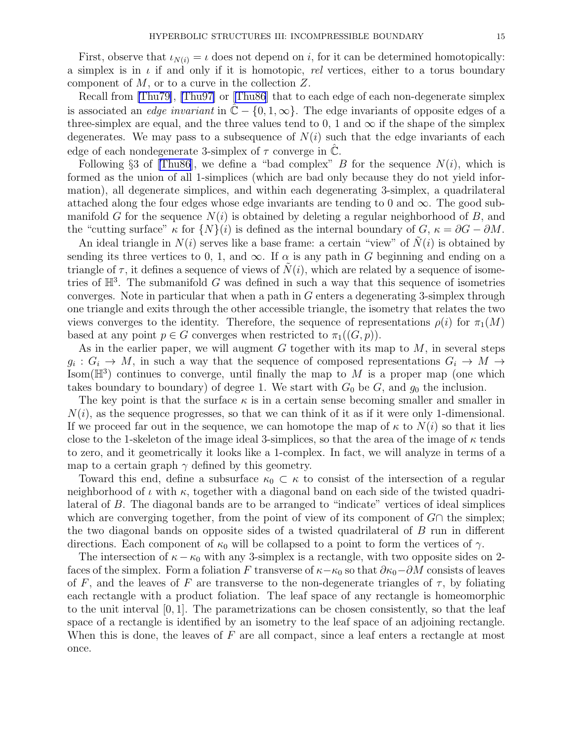First, observe that $\iota_{N(i)} = \iota$ does not depend on $i$, for it can be determined homotopically: a simplex is in $\iota$ if and only if it is homotopic, *rel* vertices, either to a torus boundary component of $M$, or to a curve in the collection $Z$.

Recall from [Thu79], [Thu97] or [Thu86] that to each edge of each non-degenerate simplex is associated an *edge invariant* in $\hat{\mathbb{C}} - \{0, 1, \infty\}$. The edge invariants of opposite edges of a three-simplex are equal, and the three values tend to 0, 1 and $\infty$ if the shape of the simplex degenerates. We may pass to a subsequence of $N(i)$ such that the edge invariants of each edge of each nondegenerate 3-simplex of $\tau$ converge in $\hat{\mathbb{C}}$.

Following §3 of [Thu86], we define a "bad complex" $B$ for the sequence $N(i)$, which is formed as the union of all 1-simplices (which are bad only because they do not yield information), all degenerate simplices, and within each degenerating 3-simplex, a quadrilateral attached along the four edges whose edge invariants are tending to 0 and $\infty$. The good submanifold $G$ for the sequence $N(i)$ is obtained by deleting a regular neighborhood of $B$, and the "cutting surface" $\kappa$ for $\{N\}(i)$ is defined as the internal boundary of $G$, $\kappa = \partial G - \partial M$.

An ideal triangle in $N(i)$ serves like a base frame: a certain "view" of $\tilde{N}(i)$ is obtained by sending its three vertices to 0, 1, and $\infty$. If $\alpha$ is any path in $G$ beginning and ending on a triangle of $\tau$, it defines a sequence of views of $\tilde{N}(i)$, which are related by a sequence of isometries of $\mathbb{H}^3$. The submanifold $G$ was defined in such a way that this sequence of isometries converges. Note in particular that when a path in $G$ enters a degenerating 3-simplex through one triangle and exits through the other accessible triangle, the isometry that relates the two views converges to the identity. Therefore, the sequence of representations $\rho(i)$ for $\pi_1(M)$ based at any point $p \in G$ converges when restricted to $\pi_1((G, p))$.

As in the earlier paper, we will augment $G$ together with its map to $M$, in several steps $g_i : G_i \to M$, in such a way that the sequence of composed representations $G_i \to M \to \mathrm{Isom}(\mathbb{H}^3)$ continues to converge, until finally the map to $M$ is a proper map (one which takes boundary to boundary) of degree 1. We start with $G_0$ be $G$, and $g_0$ the inclusion.

The key point is that the surface $\kappa$ is in a certain sense becoming smaller and smaller in $N(i)$, as the sequence progresses, so that we can think of it as if it were only 1-dimensional. If we proceed far out in the sequence, we can homotope the map of $\kappa$ to $N(i)$ so that it lies close to the 1-skeleton of the image ideal 3-simplices, so that the area of the image of $\kappa$ tends to zero, and it geometrically it looks like a 1-complex. In fact, we will analyze in terms of a map to a certain graph $\gamma$ defined by this geometry.

Toward this end, define a subsurface $\kappa_0 \subset \kappa$ to consist of the intersection of a regular neighborhood of $\iota$ with $\kappa$, together with a diagonal band on each side of the twisted quadrilateral of $B$. The diagonal bands are to be arranged to "indicate" vertices of ideal simplices which are converging together, from the point of view of its component of $G \cap$ the simplex; the two diagonal bands on opposite sides of a twisted quadrilateral of $B$ run in different directions. Each component of $\kappa_0$ will be collapsed to a point to form the vertices of $\gamma$.

The intersection of $\kappa - \kappa_0$ with any 3-simplex is a rectangle, with two opposite sides on 2-faces of the simplex. Form a foliation $F$ transverse of $\kappa - \kappa_0$ so that $\partial\kappa_0 - \partial M$ consists of leaves of $F$, and the leaves of $F$ are transverse to the non-degenerate triangles of $\tau$, by foliating each rectangle with a product foliation. The leaf space of any rectangle is homeomorphic to the unit interval $[0, 1]$. The parametrizations can be chosen consistently, so that the leaf space of a rectangle is identified by an isometry to the leaf space of an adjoining rectangle. When this is done, the leaves of $F$ are all compact, since a leaf enters a rectangle at most once.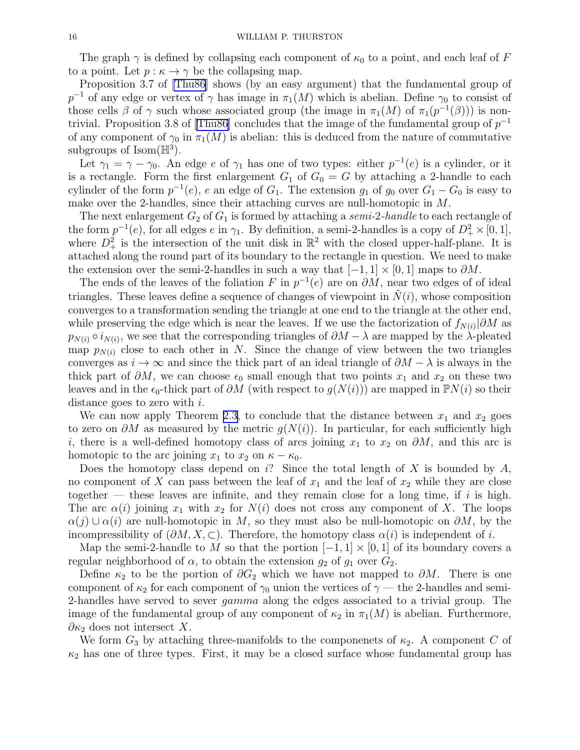The graph $\gamma$ is defined by collapsing each component of $\kappa_0$ to a point, and each leaf of $F$ to a point. Let $p : \kappa \to \gamma$ be the collapsing map.

Proposition 3.7 of [Thu86] shows (by an easy argument) that the fundamental group of $p^{-1}$ of any edge or vertex of $\gamma$ has image in $\pi_1(M)$ which is abelian. Define $\gamma_0$ to consist of those cells $\beta$ of $\gamma$ such whose associated group (the image in $\pi_1(M)$ of $\pi_1(p^{-1}(\beta))$) is non-trivial. Proposition 3.8 of [Thu86] concludes that the image of the fundamental group of $p^{-1}$ of any component of $\gamma_0$ in $\pi_1(M)$ is abelian: this is deduced from the nature of commutative subgroups of $\mathrm{Isom}(\mathbb{H}^3)$.

Let $\gamma_1 = \gamma - \gamma_0$. An edge $e$ of $\gamma_1$ has one of two types: either $p^{-1}(e)$ is a cylinder, or it is a rectangle. Form the first enlargement $G_1$ of $G_0 = G$ by attaching a 2-handle to each cylinder of the form $p^{-1}(e)$, $e$ an edge of $G_1$. The extension $g_1$ of $g_0$ over $G_1 - G_0$ is easy to make over the 2-handles, since their attaching curves are null-homotopic in $M$.

The next enlargement $G_2$ of $G_1$ is formed by attaching a *semi-2-handle* to each rectangle of the form $p^{-1}(e)$, for all edges $e$ in $\gamma_1$. By definition, a semi-2-handles is a copy of $D^2_+ \times [0, 1]$, where $D^2_+$ is the intersection of the unit disk in $\mathbb{R}^2$ with the closed upper-half-plane. It is attached along the round part of its boundary to the rectangle in question. We need to make the extension over the semi-2-handles in such a way that $[-1, 1] \times [0, 1]$ maps to $\partial M$.

The ends of the leaves of the foliation $F$ in $p^{-1}(e)$ are on $\partial M$, near two edges of of ideal triangles. These leaves define a sequence of changes of viewpoint in $\tilde{N}(i)$, whose composition converges to a transformation sending the triangle at one end to the triangle at the other end, while preserving the edge which is near the leaves. If we use the factorization of $f_{N(i)}|\partial M$ as $p_{N(i)} \circ i_{N(i)}$, we see that the corresponding triangles of $\partial M - \lambda$ are mapped by the $\lambda$-pleated map $p_{N(i)}$ close to each other in $N$. Since the change of view between the two triangles converges as $i \to \infty$ and since the thick part of an ideal triangle of $\partial M - \lambda$ is always in the thick part of $\partial M$, we can choose $\epsilon_0$ small enough that two points $x_1$ and $x_2$ on these two leaves and in the $\epsilon_0$-thick part of $\partial M$ (with respect to $g(N(i))$) are mapped in $\mathbb{P}N(i)$ so their distance goes to zero with $i$.

We can now apply Theorem 2.3, to conclude that the distance between $x_1$ and $x_2$ goes to zero on $\partial M$ as measured by the metric $g(N(i))$. In particular, for each sufficiently high $i$, there is a well-defined homotopy class of arcs joining $x_1$ to $x_2$ on $\partial M$, and this arc is homotopic to the arc joining $x_1$ to $x_2$ on $\kappa - \kappa_0$.

Does the homotopy class depend on $i$? Since the total length of $X$ is bounded by $A$, no component of $X$ can pass between the leaf of $x_1$ and the leaf of $x_2$ while they are close together — these leaves are infinite, and they remain close for a long time, if $i$ is high. The arc $\alpha(i)$ joining $x_1$ with $x_2$ for $N(i)$ does not cross any component of $X$. The loops $\alpha(j) \cup \alpha(i)$ are null-homotopic in $M$, so they must also be null-homotopic on $\partial M$, by the incompressibility of $(\partial M, X, \subset)$. Therefore, the homotopy class $\alpha(i)$ is independent of $i$.

Map the semi-2-handle to $M$ so that the portion $[-1, 1] \times [0, 1]$ of its boundary covers a regular neighborhood of $\alpha$, to obtain the extension $g_2$ of $g_1$ over $G_2$.

Define $\kappa_2$ to be the portion of $\partial G_2$ which we have not mapped to $\partial M$. There is one component of $\kappa_2$ for each component of $\gamma_0$ union the vertices of $\gamma$ — the 2-handles and semi-2-handles have served to sever *gamma* along the edges associated to a trivial group. The image of the fundamental group of any component of $\kappa_2$ in $\pi_1(M)$ is abelian. Furthermore, $\partial \kappa_2$ does not intersect $X$.

We form $G_3$ by attaching three-manifolds to the componenets of $\kappa_2$. A component $C$ of $\kappa_2$ has one of three types. First, it may be a closed surface whose fundamental group has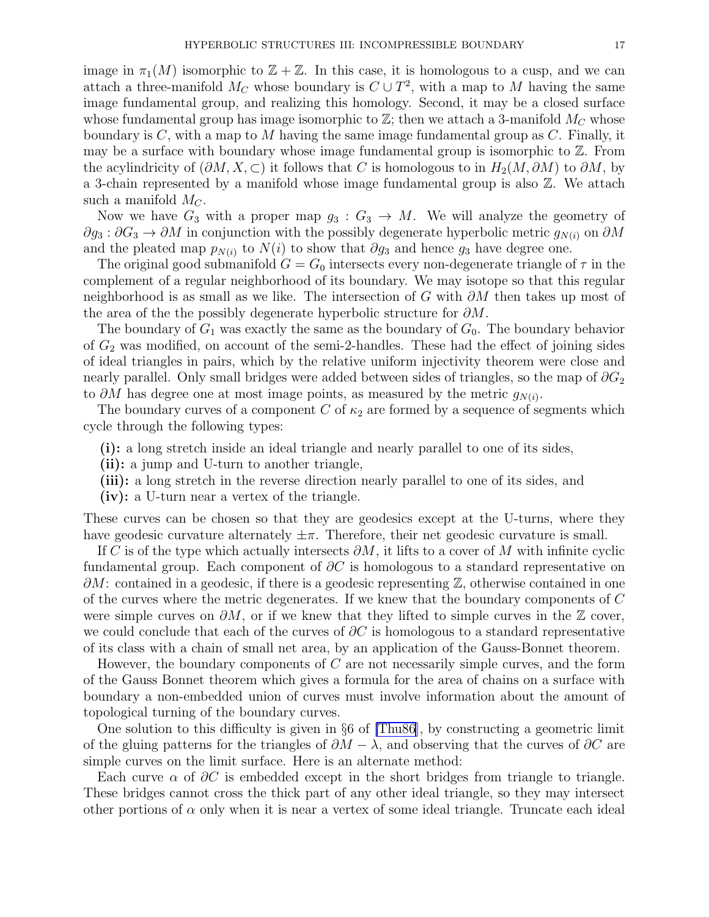image in $\pi_1(M)$ isomorphic to $\mathbb{Z} + \mathbb{Z}$. In this case, it is homologous to a cusp, and we can attach a three-manifold $M_C$ whose boundary is $C \cup T^2$, with a map to $M$ having the same image fundamental group, and realizing this homology. Second, it may be a closed surface whose fundamental group has image isomorphic to $\mathbb{Z}$; then we attach a 3-manifold $M_C$ whose boundary is $C$, with a map to $M$ having the same image fundamental group as $C$. Finally, it may be a surface with boundary whose image fundamental group is isomorphic to $\mathbb{Z}$. From the acylindricity of $(\partial M, X, \subset)$ it follows that $C$ is homologous to in $H_2(M, \partial M)$ to $\partial M$, by a 3-chain represented by a manifold whose image fundamental group is also $\mathbb{Z}$. We attach such a manifold $M_C$.

Now we have $G_3$ with a proper map $g_3 : G_3 \to M$. We will analyze the geometry of $\partial g_3 : \partial G_3 \to \partial M$ in conjunction with the possibly degenerate hyperbolic metric $g_{N(i)}$ on $\partial M$ and the pleated map $p_{N(i)}$ to $N(i)$ to show that $\partial g_3$ and hence $g_3$ have degree one.

The original good submanifold $G = G_0$ intersects every non-degenerate triangle of $\tau$ in the complement of a regular neighborhood of its boundary. We may isotope so that this regular neighborhood is as small as we like. The intersection of $G$ with $\partial M$ then takes up most of the area of the the possibly degenerate hyperbolic structure for $\partial M$.

The boundary of $G_1$ was exactly the same as the boundary of $G_0$. The boundary behavior of $G_2$ was modified, on account of the semi-2-handles. These had the effect of joining sides of ideal triangles in pairs, which by the relative uniform injectivity theorem were close and nearly parallel. Only small bridges were added between sides of triangles, so the map of $\partial G_2$ to $\partial M$ has degree one at most image points, as measured by the metric $g_{N(i)}$.

The boundary curves of a component $C$ of $\kappa_2$ are formed by a sequence of segments which cycle through the following types:

- **(i):** a long stretch inside an ideal triangle and nearly parallel to one of its sides,
- **(ii):** a jump and U-turn to another triangle,
- **(iii):** a long stretch in the reverse direction nearly parallel to one of its sides, and
- **(iv):** a U-turn near a vertex of the triangle.

These curves can be chosen so that they are geodesics except at the U-turns, where they have geodesic curvature alternately $\pm\pi$. Therefore, their net geodesic curvature is small.

If $C$ is of the type which actually intersects $\partial M$, it lifts to a cover of $M$ with infinite cyclic fundamental group. Each component of $\partial C$ is homologous to a standard representative on $\partial M$: contained in a geodesic, if there is a geodesic representing $\mathbb{Z}$, otherwise contained in one of the curves where the metric degenerates. If we knew that the boundary components of $C$ were simple curves on $\partial M$, or if we knew that they lifted to simple curves in the $\mathbb{Z}$ cover, we could conclude that each of the curves of $\partial C$ is homologous to a standard representative of its class with a chain of small net area, by an application of the Gauss-Bonnet theorem.

However, the boundary components of $C$ are not necessarily simple curves, and the form of the Gauss Bonnet theorem which gives a formula for the area of chains on a surface with boundary a non-embedded union of curves must involve information about the amount of topological turning of the boundary curves.

One solution to this difficulty is given in §6 of [Thu86], by constructing a geometric limit of the gluing patterns for the triangles of $\partial M - \lambda$, and observing that the curves of $\partial C$ are simple curves on the limit surface. Here is an alternate method:

Each curve $\alpha$ of $\partial C$ is embedded except in the short bridges from triangle to triangle. These bridges cannot cross the thick part of any other ideal triangle, so they may intersect other portions of $\alpha$ only when it is near a vertex of some ideal triangle. Truncate each ideal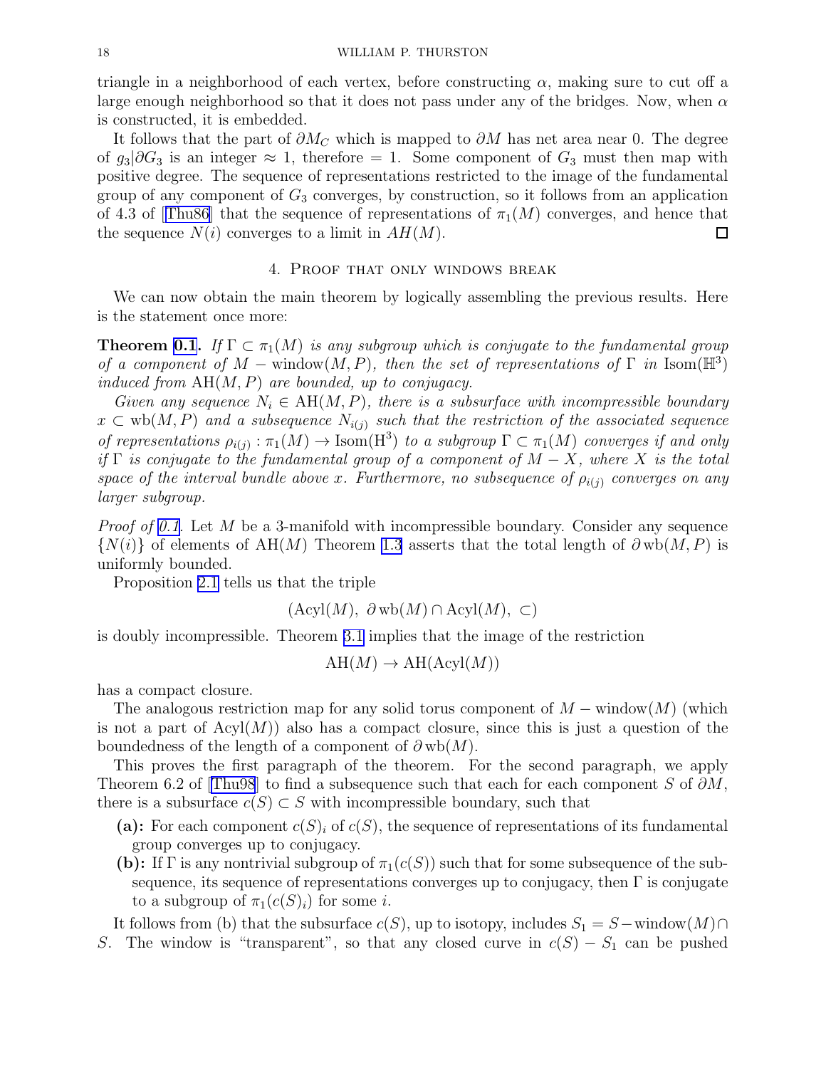triangle in a neighborhood of each vertex, before constructing $\alpha$, making sure to cut off a large enough neighborhood so that it does not pass under any of the bridges. Now, when $\alpha$ is constructed, it is embedded.

It follows that the part of $\partial M_C$ which is mapped to $\partial M$ has net area near 0. The degree of $g_3|\partial G_3$ is an integer $\approx 1$, therefore $= 1$. Some component of $G_3$ must then map with positive degree. The sequence of representations restricted to the image of the fundamental group of any component of $G_3$ converges, by construction, so it follows from an application of 4.3 of [Thu86] that the sequence of representations of $\pi_1(M)$ converges, and hence that the sequence $N(i)$ converges to a limit in $AH(M)$. □

## 4. Proof that only windows break

We can now obtain the main theorem by logically assembling the previous results. Here is the statement once more:

**Theorem 0.1.** *If $\Gamma \subset \pi_1(M)$ is any subgroup which is conjugate to the fundamental group of a component of $M - \operatorname{window}(M, P)$, then the set of representations of $\Gamma$ in $\operatorname{Isom}(\mathbb{H}^3)$ induced from $\operatorname{AH}(M, P)$ are bounded, up to conjugacy.*

*Given any sequence $N_i \in \operatorname{AH}(M, P)$, there is a subsurface with incompressible boundary $x \subset \operatorname{wb}(M, P)$ and a subsequence $N_{i(j)}$ such that the restriction of the associated sequence of representations $\rho_{i(j)} : \pi_1(M) \to \operatorname{Isom}(\mathrm{H}^3)$ to a subgroup $\Gamma \subset \pi_1(M)$ converges if and only if $\Gamma$ is conjugate to the fundamental group of a component of $M - X$, where $X$ is the total space of the interval bundle above $x$. Furthermore, no subsequence of $\rho_{i(j)}$ converges on any larger subgroup.*

*Proof of 0.1.* Let $M$ be a 3-manifold with incompressible boundary. Consider any sequence $\{N(i)\}$ of elements of $\operatorname{AH}(M)$ Theorem 1.3 asserts that the total length of $\partial \operatorname{wb}(M, P)$ is uniformly bounded.

Proposition 2.1 tells us that the triple

$$(\operatorname{Acyl}(M),\ \partial \operatorname{wb}(M) \cap \operatorname{Acyl}(M),\ \subset)$$

is doubly incompressible. Theorem 3.1 implies that the image of the restriction

$$\operatorname{AH}(M) \to \operatorname{AH}(\operatorname{Acyl}(M))$$

has a compact closure.

The analogous restriction map for any solid torus component of $M - \operatorname{window}(M)$ (which is not a part of $\operatorname{Acyl}(M)$) also has a compact closure, since this is just a question of the boundedness of the length of a component of $\partial \operatorname{wb}(M)$.

This proves the first paragraph of the theorem. For the second paragraph, we apply Theorem 6.2 of [Thu98] to find a subsequence such that each for each component $S$ of $\partial M$, there is a subsurface $c(S) \subset S$ with incompressible boundary, such that

- **(a):** For each component $c(S)_i$ of $c(S)$, the sequence of representations of its fundamental group converges up to conjugacy.
- **(b):** If $\Gamma$ is any nontrivial subgroup of $\pi_1(c(S))$ such that for some subsequence of the subsequence, its sequence of representations converges up to conjugacy, then $\Gamma$ is conjugate to a subgroup of $\pi_1(c(S)_i)$ for some $i$.

It follows from (b) that the subsurface $c(S)$, up to isotopy, includes $S_1 = S - \operatorname{window}(M) \cap S$. The window is "transparent", so that any closed curve in $c(S) - S_1$ can be pushed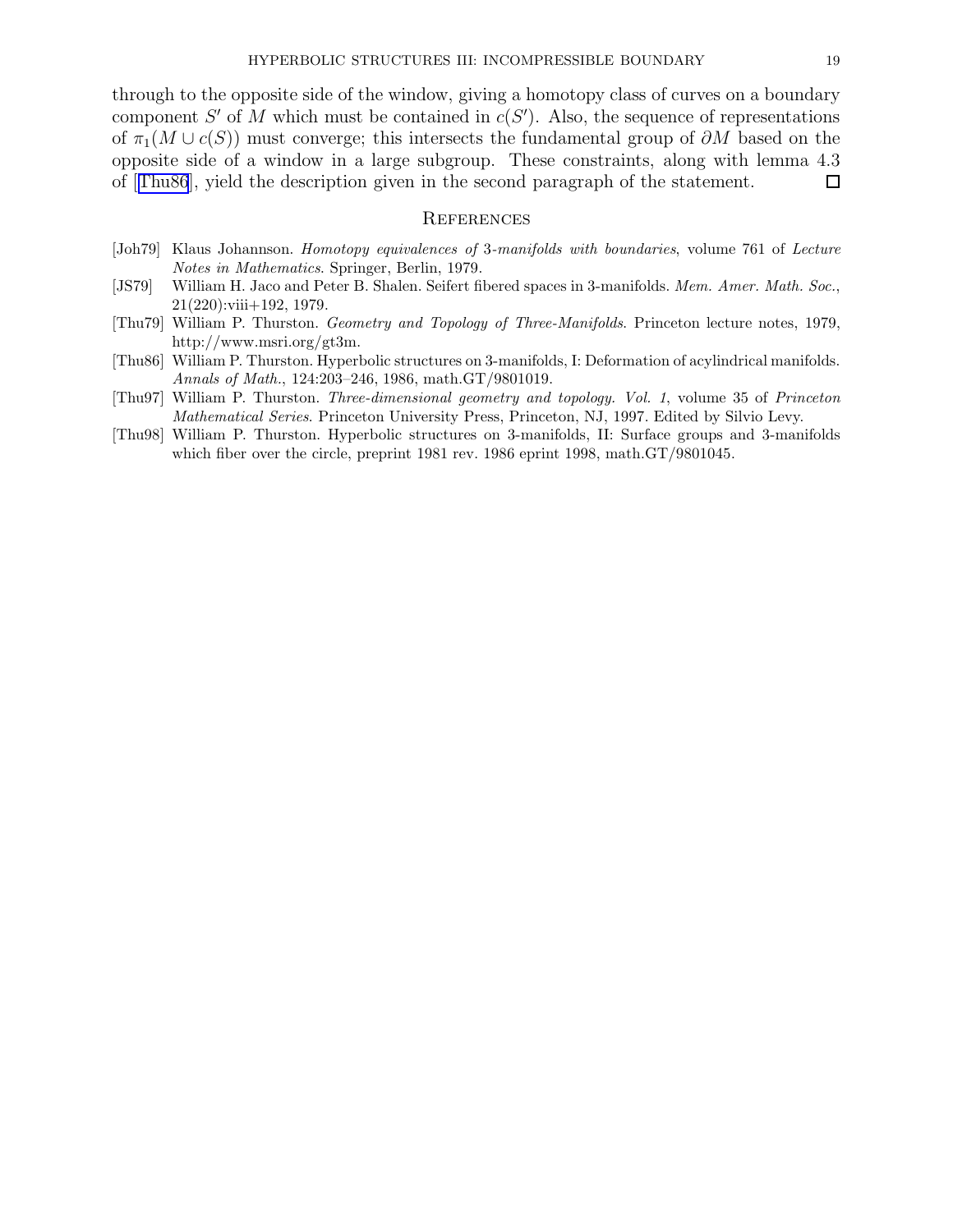through to the opposite side of the window, giving a homotopy class of curves on a boundary component $S'$ of $M$ which must be contained in $c(S')$. Also, the sequence of representations of $\pi_1(M \cup c(S))$ must converge; this intersects the fundamental group of $\partial M$ based on the opposite side of a window in a large subgroup. These constraints, along with lemma 4.3 of [Thu86], yield the description given in the second paragraph of the statement. □

## References

[Joh79] Klaus Johannson. *Homotopy equivalences of 3-manifolds with boundaries*, volume 761 of *Lecture Notes in Mathematics*. Springer, Berlin, 1979.

[JS79] William H. Jaco and Peter B. Shalen. Seifert fibered spaces in 3-manifolds. *Mem. Amer. Math. Soc.*, 21(220):viii+192, 1979.

[Thu79] William P. Thurston. *Geometry and Topology of Three-Manifolds*. Princeton lecture notes, 1979, http://www.msri.org/gt3m.

[Thu86] William P. Thurston. Hyperbolic structures on 3-manifolds, I: Deformation of acylindrical manifolds. *Annals of Math.*, 124:203–246, 1986, math.GT/9801019.

[Thu97] William P. Thurston. *Three-dimensional geometry and topology. Vol. 1*, volume 35 of *Princeton Mathematical Series*. Princeton University Press, Princeton, NJ, 1997. Edited by Silvio Levy.

[Thu98] William P. Thurston. Hyperbolic structures on 3-manifolds, II: Surface groups and 3-manifolds which fiber over the circle, preprint 1981 rev. 1986 eprint 1998, math.GT/9801045.